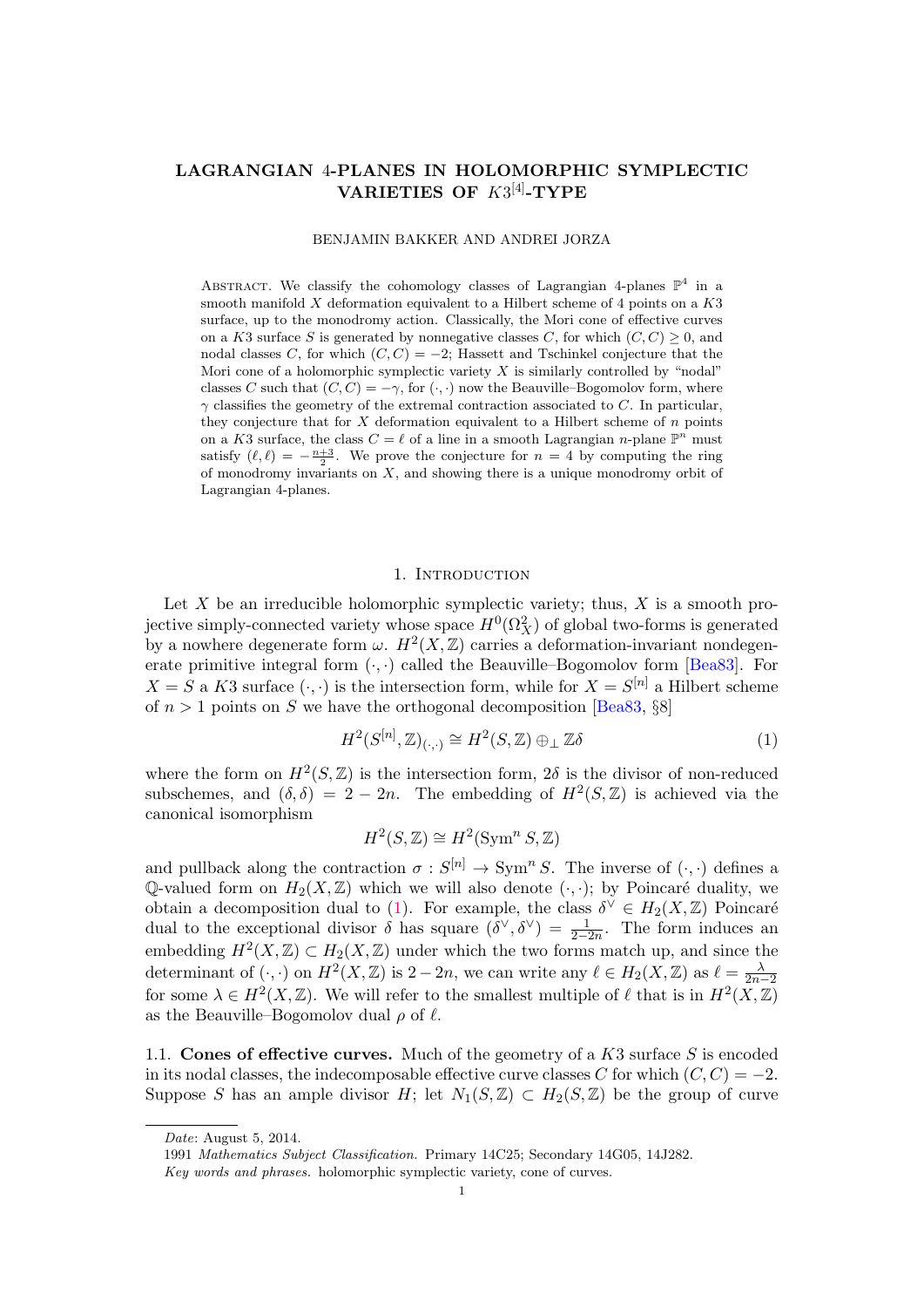# LAGRANGIAN 4-PLANES IN HOLOMORPHIC SYMPLECTIC VARIETIES OF $K3^{[4]}$-TYPE

BENJAMIN BAKKER AND ANDREI JORZA

Abstract. We classify the cohomology classes of Lagrangian 4-planes $\mathbb{P}^4$ in a smooth manifold $X$ deformation equivalent to a Hilbert scheme of 4 points on a $K3$ surface, up to the monodromy action. Classically, the Mori cone of effective curves on a $K3$ surface $S$ is generated by nonnegative classes $C$, for which $(C, C) \geq 0$, and nodal classes $C$, for which $(C, C) = -2$; Hassett and Tschinkel conjecture that the Mori cone of a holomorphic symplectic variety $X$ is similarly controlled by "nodal" classes $C$ such that $(C, C) = -\gamma$, for $(\cdot, \cdot)$ now the Beauville–Bogomolov form, where $\gamma$ classifies the geometry of the extremal contraction associated to $C$. In particular, they conjecture that for $X$ deformation equivalent to a Hilbert scheme of $n$ points on a $K3$ surface, the class $C = \ell$ of a line in a smooth Lagrangian $n$-plane $\mathbb{P}^n$ must satisfy $(\ell, \ell) = -\frac{n+3}{2}$. We prove the conjecture for $n = 4$ by computing the ring of monodromy invariants on $X$, and showing there is a unique monodromy orbit of Lagrangian 4-planes.

## 1. Introduction

Let $X$ be an irreducible holomorphic symplectic variety; thus, $X$ is a smooth projective simply-connected variety whose space $H^0(\Omega_X^2)$ of global two-forms is generated by a nowhere degenerate form $\omega$. $H^2(X, \mathbb{Z})$ carries a deformation-invariant nondegenerate primitive integral form $(\cdot, \cdot)$ called the Beauville–Bogomolov form [Bea83]. For $X = S$ a $K3$ surface $(\cdot, \cdot)$ is the intersection form, while for $X = S^{[n]}$ a Hilbert scheme of $n > 1$ points on $S$ we have the orthogonal decomposition [Bea83, §8]

$$H^2(S^{[n]}, \mathbb{Z})_{(\cdot,\cdot)} \cong H^2(S, \mathbb{Z}) \oplus_\perp \mathbb{Z}\delta \tag{1}$$

where the form on $H^2(S, \mathbb{Z})$ is the intersection form, $2\delta$ is the divisor of non-reduced subschemes, and $(\delta, \delta) = 2 - 2n$. The embedding of $H^2(S, \mathbb{Z})$ is achieved via the canonical isomorphism

$$H^2(S, \mathbb{Z}) \cong H^2(\mathrm{Sym}^n S, \mathbb{Z})$$

and pullback along the contraction $\sigma : S^{[n]} \to \mathrm{Sym}^n S$. The inverse of $(\cdot, \cdot)$ defines a $\mathbb{Q}$-valued form on $H_2(X, \mathbb{Z})$ which we will also denote $(\cdot, \cdot)$; by Poincaré duality, we obtain a decomposition dual to (1). For example, the class $\delta^\vee \in H_2(X, \mathbb{Z})$ Poincaré dual to the exceptional divisor $\delta$ has square $(\delta^\vee, \delta^\vee) = \frac{1}{2-2n}$. The form induces an embedding $H^2(X, \mathbb{Z}) \subset H_2(X, \mathbb{Z})$ under which the two forms match up, and since the determinant of $(\cdot, \cdot)$ on $H^2(X, \mathbb{Z})$ is $2 - 2n$, we can write any $\ell \in H_2(X, \mathbb{Z})$ as $\ell = \frac{\lambda}{2n-2}$ for some $\lambda \in H^2(X, \mathbb{Z})$. We will refer to the smallest multiple of $\ell$ that is in $H^2(X, \mathbb{Z})$ as the Beauville–Bogomolov dual $\rho$ of $\ell$.

1.1. **Cones of effective curves.** Much of the geometry of a $K3$ surface $S$ is encoded in its nodal classes, the indecomposable effective curve classes $C$ for which $(C, C) = -2$. Suppose $S$ has an ample divisor $H$; let $N_1(S, \mathbb{Z}) \subset H_2(S, \mathbb{Z})$ be the group of curve

---

*Date*: August 5, 2014.

1991 *Mathematics Subject Classification.* Primary 14C25; Secondary 14G05, 14J282.

*Key words and phrases.* holomorphic symplectic variety, cone of curves.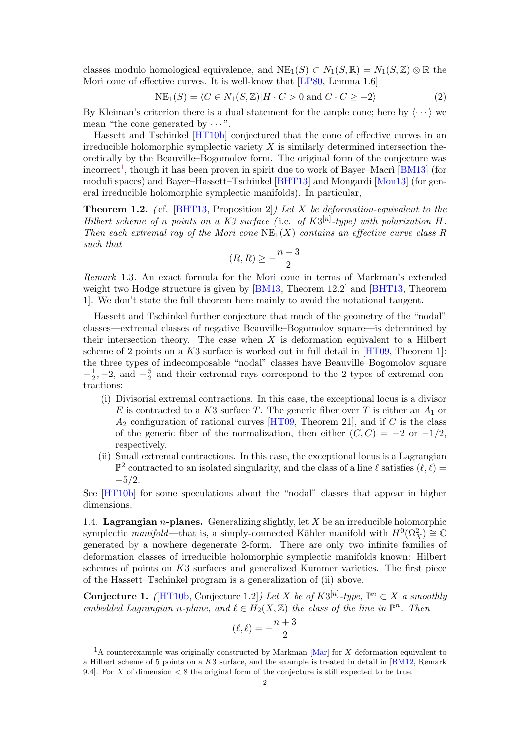classes modulo homological equivalence, and $\mathrm{NE}_1(S) \subset N_1(S, \mathbb{R}) = N_1(S, \mathbb{Z}) \otimes \mathbb{R}$ the Mori cone of effective curves. It is well-know that [LP80, Lemma 1.6]

$$\mathrm{NE}_1(S) = \langle C \in N_1(S, \mathbb{Z}) | H \cdot C > 0 \text{ and } C \cdot C \geq -2 \rangle \tag{2}$$

By Kleiman's criterion there is a dual statement for the ample cone; here by $\langle \cdots \rangle$ we mean "the cone generated by $\cdots$".

Hassett and Tschinkel [HT10b] conjectured that the cone of effective curves in an irreducible holomorphic symplectic variety $X$ is similarly determined intersection theoretically by the Beauville–Bogomolov form. The original form of the conjecture was incorrect[1], though it has been proven in spirit due to work of Bayer–Macrì [BM13] (for moduli spaces) and Bayer–Hassett–Tschinkel [BHT13] and Mongardi [Mon13] (for general irreducible holomorphic symplectic manifolds). In particular,

**Theorem 1.2.** *(cf. [BHT13, Proposition 2]) Let $X$ be deformation-equivalent to the Hilbert scheme of $n$ points on a K3 surface (*i.e.* of $K3^{[n]}$-type) with polarization $H$. Then each extremal ray of the Mori cone $\mathrm{NE}_1(X)$ contains an effective curve class $R$ such that*

$$(R, R) \geq -\frac{n+3}{2}$$

*Remark* 1.3. An exact formula for the Mori cone in terms of Markman's extended weight two Hodge structure is given by [BM13, Theorem 12.2] and [BHT13, Theorem 1]. We don't state the full theorem here mainly to avoid the notational tangent.

Hassett and Tschinkel further conjecture that much of the geometry of the "nodal" classes—extremal classes of negative Beauville–Bogomolov square—is determined by their intersection theory. The case when $X$ is deformation equivalent to a Hilbert scheme of 2 points on a $K3$ surface is worked out in full detail in [HT09, Theorem 1]: the three types of indecomposable "nodal" classes have Beauville–Bogomolov square $-\frac{1}{2}, -2$, and $-\frac{5}{2}$ and their extremal rays correspond to the 2 types of extremal contractions:

- (i) Divisorial extremal contractions. In this case, the exceptional locus is a divisor $E$ is contracted to a $K3$ surface $T$. The generic fiber over $T$ is either an $A_1$ or $A_2$ configuration of rational curves [HT09, Theorem 21], and if $C$ is the class of the generic fiber of the normalization, then either $(C, C) = -2$ or $-1/2$, respectively.
- (ii) Small extremal contractions. In this case, the exceptional locus is a Lagrangian $\mathbb{P}^2$ contracted to an isolated singularity, and the class of a line $\ell$ satisfies $(\ell, \ell) = -5/2$.

See [HT10b] for some speculations about the "nodal" classes that appear in higher dimensions.

1.4. **Lagrangian $n$-planes.** Generalizing slightly, let $X$ be an irreducible holomorphic symplectic *manifold*—that is, a simply-connected Kähler manifold with $H^0(\Omega_X^2) \cong \mathbb{C}$ generated by a nowhere degenerate 2-form. There are only two infinite families of deformation classes of irreducible holomorphic symplectic manifolds known: Hilbert schemes of points on $K3$ surfaces and generalized Kummer varieties. The first piece of the Hassett–Tschinkel program is a generalization of (ii) above.

**Conjecture 1.** *([HT10b, Conjecture 1.2]) Let $X$ be of $K3^{[n]}$-type, $\mathbb{P}^n \subset X$ a smoothly embedded Lagrangian $n$-plane, and $\ell \in H_2(X, \mathbb{Z})$ the class of the line in $\mathbb{P}^n$. Then*

$$(\ell, \ell) = -\frac{n+3}{2}$$

[1] A counterexample was originally constructed by Markman [Mar] for $X$ deformation equivalent to a Hilbert scheme of 5 points on a $K3$ surface, and the example is treated in detail in [BM12, Remark 9.4]. For $X$ of dimension $< 8$ the original form of the conjecture is still expected to be true.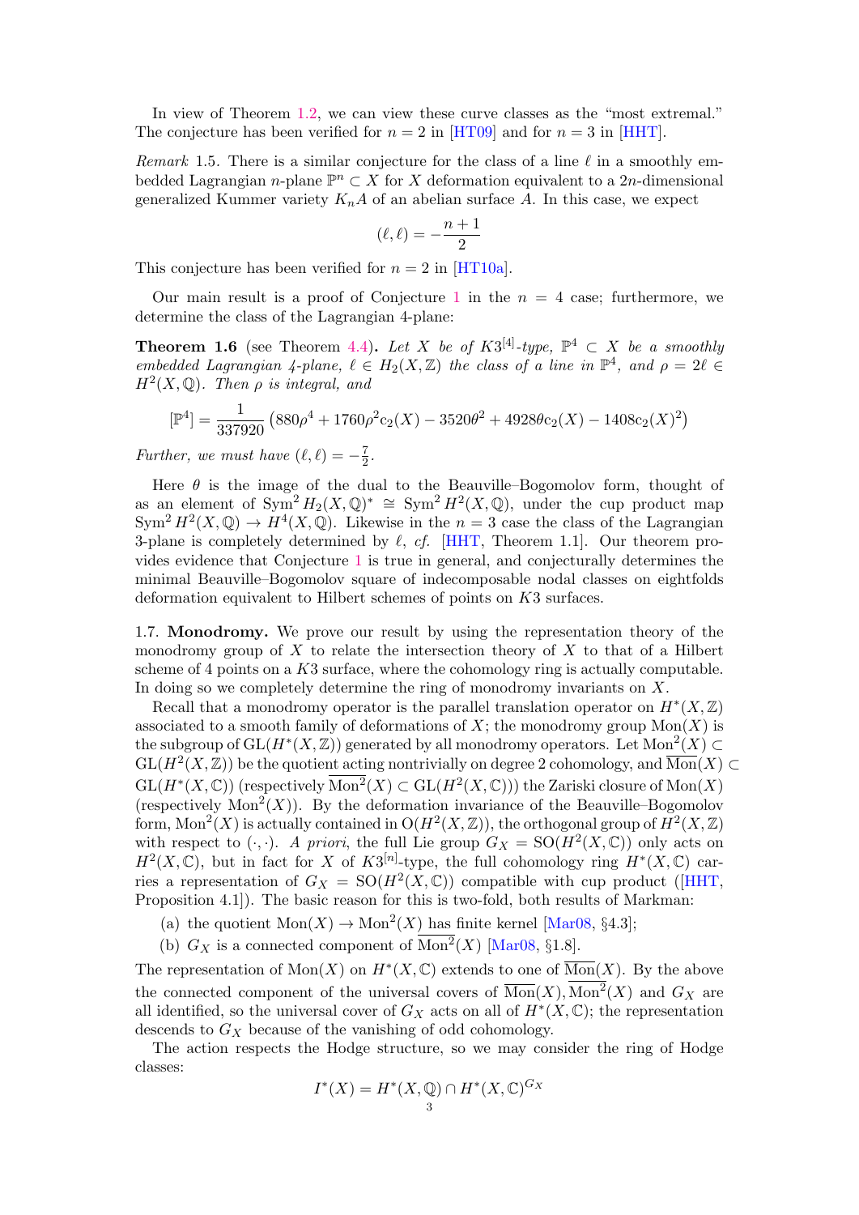In view of Theorem 1.2, we can view these curve classes as the "most extremal." The conjecture has been verified for $n = 2$ in [HT09] and for $n = 3$ in [HHT].

*Remark* 1.5. There is a similar conjecture for the class of a line $\ell$ in a smoothly embedded Lagrangian $n$-plane $\mathbb{P}^n \subset X$ for $X$ deformation equivalent to a $2n$-dimensional generalized Kummer variety $K_nA$ of an abelian surface $A$. In this case, we expect

$$(\ell, \ell) = -\frac{n+1}{2}$$

This conjecture has been verified for $n = 2$ in [HT10a].

Our main result is a proof of Conjecture 1 in the $n = 4$ case; furthermore, we determine the class of the Lagrangian 4-plane:

**Theorem 1.6** (see Theorem 4.4)**.** *Let $X$ be of $K3^{[4]}$-type, $\mathbb{P}^4 \subset X$ be a smoothly embedded Lagrangian 4-plane, $\ell \in H_2(X, \mathbb{Z})$ the class of a line in $\mathbb{P}^4$, and $\rho = 2\ell \in H^2(X, \mathbb{Q})$. Then $\rho$ is integral, and*

$$[\mathbb{P}^4] = \frac{1}{337920}\left(880\rho^4 + 1760\rho^2 c_2(X) - 3520\theta^2 + 4928\theta c_2(X) - 1408 c_2(X)^2\right)$$

*Further, we must have $(\ell, \ell) = -\frac{7}{2}$.*

Here $\theta$ is the image of the dual to the Beauville–Bogomolov form, thought of as an element of $\mathrm{Sym}^2 H_2(X, \mathbb{Q})^* \cong \mathrm{Sym}^2 H^2(X, \mathbb{Q})$, under the cup product map $\mathrm{Sym}^2 H^2(X, \mathbb{Q}) \to H^4(X, \mathbb{Q})$. Likewise in the $n = 3$ case the class of the Lagrangian 3-plane is completely determined by $\ell$, *cf.* [HHT, Theorem 1.1]. Our theorem provides evidence that Conjecture 1 is true in general, and conjecturally determines the minimal Beauville–Bogomolov square of indecomposable nodal classes on eightfolds deformation equivalent to Hilbert schemes of points on $K3$ surfaces.

1.7. **Monodromy.** We prove our result by using the representation theory of the monodromy group of $X$ to relate the intersection theory of $X$ to that of a Hilbert scheme of 4 points on a $K3$ surface, where the cohomology ring is actually computable. In doing so we completely determine the ring of monodromy invariants on $X$.

Recall that a monodromy operator is the parallel translation operator on $H^*(X, \mathbb{Z})$ associated to a smooth family of deformations of $X$; the monodromy group $\mathrm{Mon}(X)$ is the subgroup of $\mathrm{GL}(H^*(X, \mathbb{Z}))$ generated by all monodromy operators. Let $\mathrm{Mon}^2(X) \subset \mathrm{GL}(H^2(X, \mathbb{Z}))$ be the quotient acting nontrivially on degree 2 cohomology, and $\overline{\mathrm{Mon}}(X) \subset \mathrm{GL}(H^*(X, \mathbb{C}))$ (respectively $\overline{\mathrm{Mon}}^2(X) \subset \mathrm{GL}(H^2(X, \mathbb{C}))$) the Zariski closure of $\mathrm{Mon}(X)$ (respectively $\mathrm{Mon}^2(X)$). By the deformation invariance of the Beauville–Bogomolov form, $\mathrm{Mon}^2(X)$ is actually contained in $\mathrm{O}(H^2(X, \mathbb{Z}))$, the orthogonal group of $H^2(X, \mathbb{Z})$ with respect to $(\cdot, \cdot)$. *A priori*, the full Lie group $G_X = \mathrm{SO}(H^2(X, \mathbb{C}))$ only acts on $H^2(X, \mathbb{C})$, but in fact for $X$ of $K3^{[n]}$-type, the full cohomology ring $H^*(X, \mathbb{C})$ carries a representation of $G_X = \mathrm{SO}(H^2(X, \mathbb{C}))$ compatible with cup product ([HHT, Proposition 4.1]). The basic reason for this is two-fold, both results of Markman:

(a) the quotient $\mathrm{Mon}(X) \to \mathrm{Mon}^2(X)$ has finite kernel [Mar08, §4.3];

(b) $G_X$ is a connected component of $\overline{\mathrm{Mon}}^2(X)$ [Mar08, §1.8].

The representation of $\mathrm{Mon}(X)$ on $H^*(X, \mathbb{C})$ extends to one of $\overline{\mathrm{Mon}}(X)$. By the above the connected component of the universal covers of $\overline{\mathrm{Mon}}(X), \overline{\mathrm{Mon}}^2(X)$ and $G_X$ are all identified, so the universal cover of $G_X$ acts on all of $H^*(X, \mathbb{C})$; the representation descends to $G_X$ because of the vanishing of odd cohomology.

The action respects the Hodge structure, so we may consider the ring of Hodge classes:

$$I^*(X) = H^*(X, \mathbb{Q}) \cap H^*(X, \mathbb{C})^{G_X}$$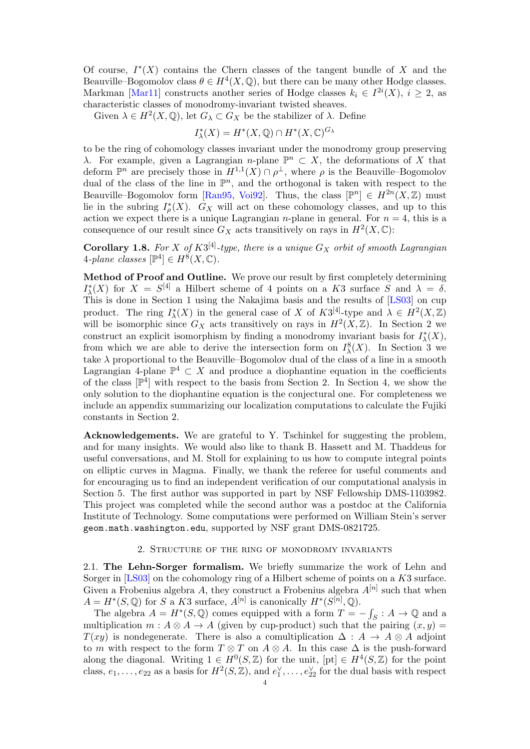Of course, $I^*(X)$ contains the Chern classes of the tangent bundle of $X$ and the Beauville–Bogomolov class $\theta \in H^4(X, \mathbb{Q})$, but there can be many other Hodge classes. Markman [Mar11] constructs another series of Hodge classes $k_i \in I^{2i}(X)$, $i \geq 2$, as characteristic classes of monodromy-invariant twisted sheaves.

Given $\lambda \in H^2(X, \mathbb{Q})$, let $G_\lambda \subset G_X$ be the stabilizer of $\lambda$. Define

$$I^*_\lambda(X) = H^*(X, \mathbb{Q}) \cap H^*(X, \mathbb{C})^{G_\lambda}$$

to be the ring of cohomology classes invariant under the monodromy group preserving $\lambda$. For example, given a Lagrangian $n$-plane $\mathbb{P}^n \subset X$, the deformations of $X$ that deform $\mathbb{P}^n$ are precisely those in $H^{1,1}(X) \cap \rho^\perp$, where $\rho$ is the Beauville–Bogomolov dual of the class of the line in $\mathbb{P}^n$, and the orthogonal is taken with respect to the Beauville–Bogomolov form [Ran95, Voi92]. Thus, the class $[\mathbb{P}^n] \in H^{2n}(X, \mathbb{Z})$ must lie in the subring $I^*_\rho(X)$. $G_X$ will act on these cohomology classes, and up to this action we expect there is a unique Lagrangian $n$-plane in general. For $n = 4$, this is a consequence of our result since $G_X$ acts transitively on rays in $H^2(X, \mathbb{C})$:

**Corollary 1.8.** *For $X$ of $K3^{[4]}$-type, there is a unique $G_X$ orbit of smooth Lagrangian 4-plane classes $[\mathbb{P}^4] \in H^8(X, \mathbb{C})$.*

**Method of Proof and Outline.** We prove our result by first completely determining $I^*_\lambda(X)$ for $X = S^{[4]}$ a Hilbert scheme of 4 points on a $K3$ surface $S$ and $\lambda = \delta$. This is done in Section 1 using the Nakajima basis and the results of [LS03] on cup product. The ring $I^*_\lambda(X)$ in the general case of $X$ of $K3^{[4]}$-type and $\lambda \in H^2(X, \mathbb{Z})$ will be isomorphic since $G_X$ acts transitively on rays in $H^2(X, \mathbb{Z})$. In Section 2 we construct an explicit isomorphism by finding a monodromy invariant basis for $I^*_\lambda(X)$, from which we are able to derive the intersection form on $I^8_\lambda(X)$. In Section 3 we take $\lambda$ proportional to the Beauville–Bogomolov dual of the class of a line in a smooth Lagrangian 4-plane $\mathbb{P}^4 \subset X$ and produce a diophantine equation in the coefficients of the class $[\mathbb{P}^4]$ with respect to the basis from Section 2. In Section 4, we show the only solution to the diophantine equation is the conjectural one. For completeness we include an appendix summarizing our localization computations to calculate the Fujiki constants in Section 2.

**Acknowledgements.** We are grateful to Y. Tschinkel for suggesting the problem, and for many insights. We would also like to thank B. Hassett and M. Thaddeus for useful conversations, and M. Stoll for explaining to us how to compute integral points on elliptic curves in Magma. Finally, we thank the referee for useful comments and for encouraging us to find an independent verification of our computational analysis in Section 5. The first author was supported in part by NSF Fellowship DMS-1103982. This project was completed while the second author was a postdoc at the California Institute of Technology. Some computations were performed on William Stein's server `geom.math.washington.edu`, supported by NSF grant DMS-0821725.

## 2. Structure of the ring of monodromy invariants

**2.1. The Lehn-Sorger formalism.** We briefly summarize the work of Lehn and Sorger in [LS03] on the cohomology ring of a Hilbert scheme of points on a $K3$ surface. Given a Frobenius algebra $A$, they construct a Frobenius algebra $A^{[n]}$ such that when $A = H^*(S, \mathbb{Q})$ for $S$ a $K3$ surface, $A^{[n]}$ is canonically $H^*(S^{[n]}, \mathbb{Q})$.

The algebra $A = H^*(S, \mathbb{Q})$ comes equipped with a form $T = -\int_S : A \to \mathbb{Q}$ and a multiplication $m : A \otimes A \to A$ (given by cup-product) such that the pairing $(x, y) = T(xy)$ is nondegenerate. There is also a comultiplication $\Delta : A \to A \otimes A$ adjoint to $m$ with respect to the form $T \otimes T$ on $A \otimes A$. In this case $\Delta$ is the push-forward along the diagonal. Writing $1 \in H^0(S, \mathbb{Z})$ for the unit, $[\mathrm{pt}] \in H^4(S, \mathbb{Z})$ for the point class, $e_1, \ldots, e_{22}$ as a basis for $H^2(S, \mathbb{Z})$, and $e_1^\vee, \ldots, e_{22}^\vee$ for the dual basis with respect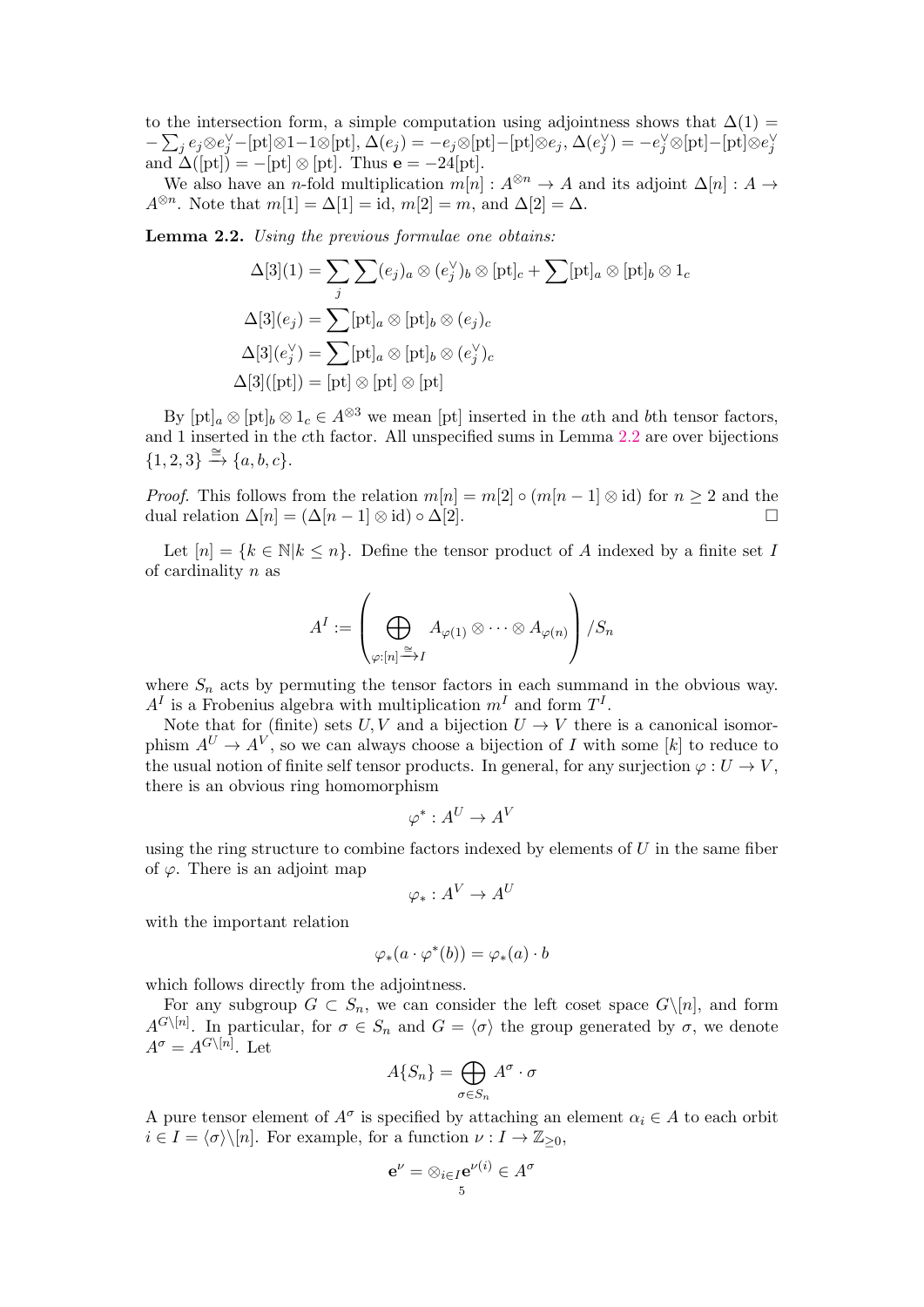to the intersection form, a simple computation using adjointness shows that $\Delta(1) = -\sum_j e_j \otimes e_j^\vee - [\mathrm{pt}] \otimes 1 - 1 \otimes [\mathrm{pt}]$, $\Delta(e_j) = -e_j \otimes [\mathrm{pt}] - [\mathrm{pt}] \otimes e_j$, $\Delta(e_j^\vee) = -e_j^\vee \otimes [\mathrm{pt}] - [\mathrm{pt}] \otimes e_j^\vee$ and $\Delta([\mathrm{pt}]) = -[\mathrm{pt}] \otimes [\mathrm{pt}]$. Thus $\mathbf{e} = -24[\mathrm{pt}]$.

We also have an $n$-fold multiplication $m[n] : A^{\otimes n} \to A$ and its adjoint $\Delta[n] : A \to A^{\otimes n}$. Note that $m[1] = \Delta[1] = \mathrm{id}$, $m[2] = m$, and $\Delta[2] = \Delta$.

**Lemma 2.2.** *Using the previous formulae one obtains:*

$$
\begin{aligned}
\Delta[3](1) &= \sum_j \sum (e_j)_a \otimes (e_j^\vee)_b \otimes [\mathrm{pt}]_c + \sum [\mathrm{pt}]_a \otimes [\mathrm{pt}]_b \otimes 1_c \\
\Delta[3](e_j) &= \sum [\mathrm{pt}]_a \otimes [\mathrm{pt}]_b \otimes (e_j)_c \\
\Delta[3](e_j^\vee) &= \sum [\mathrm{pt}]_a \otimes [\mathrm{pt}]_b \otimes (e_j^\vee)_c \\
\Delta[3]([\mathrm{pt}]) &= [\mathrm{pt}] \otimes [\mathrm{pt}] \otimes [\mathrm{pt}]
\end{aligned}
$$

By $[\mathrm{pt}]_a \otimes [\mathrm{pt}]_b \otimes 1_c \in A^{\otimes 3}$ we mean $[\mathrm{pt}]$ inserted in the $a$th and $b$th tensor factors, and 1 inserted in the $c$th factor. All unspecified sums in Lemma 2.2 are over bijections $\{1, 2, 3\} \xrightarrow{\cong} \{a, b, c\}$.

*Proof.* This follows from the relation $m[n] = m[2] \circ (m[n-1] \otimes \mathrm{id})$ for $n \geq 2$ and the dual relation $\Delta[n] = (\Delta[n-1] \otimes \mathrm{id}) \circ \Delta[2]$. □

Let $[n] = \{k \in \mathbb{N} | k \leq n\}$. Define the tensor product of $A$ indexed by a finite set $I$ of cardinality $n$ as

$$
A^I := \left( \bigoplus_{\varphi : [n] \xrightarrow{\cong} I} A_{\varphi(1)} \otimes \cdots \otimes A_{\varphi(n)} \right) / S_n
$$

where $S_n$ acts by permuting the tensor factors in each summand in the obvious way. $A^I$ is a Frobenius algebra with multiplication $m^I$ and form $T^I$.

Note that for (finite) sets $U, V$ and a bijection $U \to V$ there is a canonical isomorphism $A^U \to A^V$, so we can always choose a bijection of $I$ with some $[k]$ to reduce to the usual notion of finite self tensor products. In general, for any surjection $\varphi : U \to V$, there is an obvious ring homomorphism

$$
\varphi^* : A^U \to A^V
$$

using the ring structure to combine factors indexed by elements of $U$ in the same fiber of $\varphi$. There is an adjoint map

$$
\varphi_* : A^V \to A^U
$$

with the important relation

$$
\varphi_*(a \cdot \varphi^*(b)) = \varphi_*(a) \cdot b
$$

which follows directly from the adjointness.

For any subgroup $G \subset S_n$, we can consider the left coset space $G \backslash [n]$, and form $A^{G \backslash [n]}$. In particular, for $\sigma \in S_n$ and $G = \langle \sigma \rangle$ the group generated by $\sigma$, we denote $A^\sigma = A^{G \backslash [n]}$. Let

$$
A\{S_n\} = \bigoplus_{\sigma \in S_n} A^\sigma \cdot \sigma
$$

A pure tensor element of $A^\sigma$ is specified by attaching an element $\alpha_i \in A$ to each orbit $i \in I = \langle \sigma \rangle \backslash [n]$. For example, for a function $\nu : I \to \mathbb{Z}_{\geq 0}$,

$$
\mathbf{e}^\nu = \otimes_{i \in I} \mathbf{e}^{\nu(i)} \in A^\sigma
$$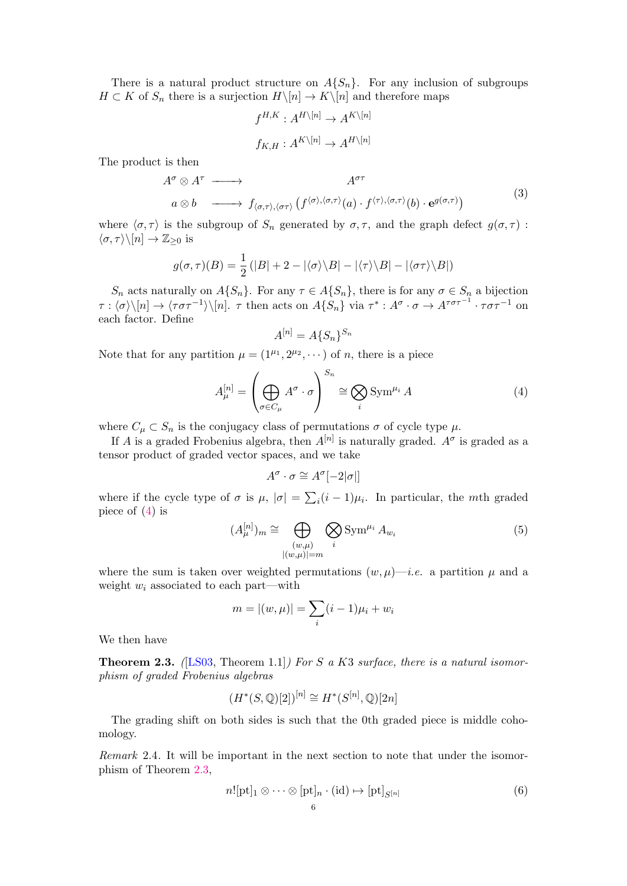There is a natural product structure on $A\{S_n\}$. For any inclusion of subgroups $H \subset K$ of $S_n$ there is a surjection $H\backslash[n] \to K\backslash[n]$ and therefore maps

$$f^{H,K} : A^{H\backslash[n]} \to A^{K\backslash[n]}$$

$$f_{K,H} : A^{K\backslash[n]} \to A^{H\backslash[n]}$$

The product is then

$$\begin{array}{ccc} A^\sigma \otimes A^\tau & \longrightarrow & A^{\sigma\tau} \\ a \otimes b & \longrightarrow & f_{\langle\sigma,\tau\rangle,\langle\sigma\tau\rangle}\left(f^{\langle\sigma\rangle,\langle\sigma,\tau\rangle}(a) \cdot f^{\langle\tau\rangle,\langle\sigma,\tau\rangle}(b) \cdot \mathbf{e}^{g(\sigma,\tau)}\right) \end{array} \tag{3}$$

where $\langle\sigma,\tau\rangle$ is the subgroup of $S_n$ generated by $\sigma, \tau$, and the graph defect $g(\sigma,\tau) : \langle\sigma,\tau\rangle\backslash[n] \to \mathbb{Z}_{\geq 0}$ is

$$g(\sigma,\tau)(B) = \frac{1}{2}\left(|B| + 2 - |\langle\sigma\rangle\backslash B| - |\langle\tau\rangle\backslash B| - |\langle\sigma\tau\rangle\backslash B|\right)$$

$S_n$ acts naturally on $A\{S_n\}$. For any $\tau \in A\{S_n\}$, there is for any $\sigma \in S_n$ a bijection $\tau : \langle\sigma\rangle\backslash[n] \to \langle\tau\sigma\tau^{-1}\rangle\backslash[n]$. $\tau$ then acts on $A\{S_n\}$ via $\tau^* : A^\sigma \cdot \sigma \to A^{\tau\sigma\tau^{-1}} \cdot \tau\sigma\tau^{-1}$ on each factor. Define

$$A^{[n]} = A\{S_n\}^{S_n}$$

Note that for any partition $\mu = (1^{\mu_1}, 2^{\mu_2}, \cdots)$ of $n$, there is a piece

$$A^{[n]}_\mu = \left(\bigoplus_{\sigma \in C_\mu} A^\sigma \cdot \sigma\right)^{S_n} \cong \bigotimes_i \operatorname{Sym}^{\mu_i} A \tag{4}$$

where $C_\mu \subset S_n$ is the conjugacy class of permutations $\sigma$ of cycle type $\mu$.

If $A$ is a graded Frobenius algebra, then $A^{[n]}$ is naturally graded. $A^\sigma$ is graded as a tensor product of graded vector spaces, and we take

$$A^\sigma \cdot \sigma \cong A^\sigma[-2|\sigma|]$$

where if the cycle type of $\sigma$ is $\mu$, $|\sigma| = \sum_i (i-1)\mu_i$. In particular, the $m$th graded piece of (4) is

$$(A^{[n]}_\mu)_m \cong \bigoplus_{\substack{(w,\mu) \\ |(w,\mu)|=m}} \bigotimes_i \operatorname{Sym}^{\mu_i} A_{w_i} \tag{5}$$

where the sum is taken over weighted permutations $(w,\mu)$—*i.e.* a partition $\mu$ and a weight $w_i$ associated to each part—with

$$m = |(w,\mu)| = \sum_i (i-1)\mu_i + w_i$$

We then have

**Theorem 2.3.** *([LS03, Theorem 1.1]) For $S$ a K3 surface, there is a natural isomorphism of graded Frobenius algebras*

$$(H^*(S,\mathbb{Q})[2])^{[n]} \cong H^*(S^{[n]},\mathbb{Q})[2n]$$

The grading shift on both sides is such that the 0th graded piece is middle cohomology.

*Remark* 2.4. It will be important in the next section to note that under the isomorphism of Theorem 2.3,

$$n![\mathrm{pt}]_1 \otimes \cdots \otimes [\mathrm{pt}]_n \cdot (\mathrm{id}) \mapsto [\mathrm{pt}]_{S^{[n]}} \tag{6}$$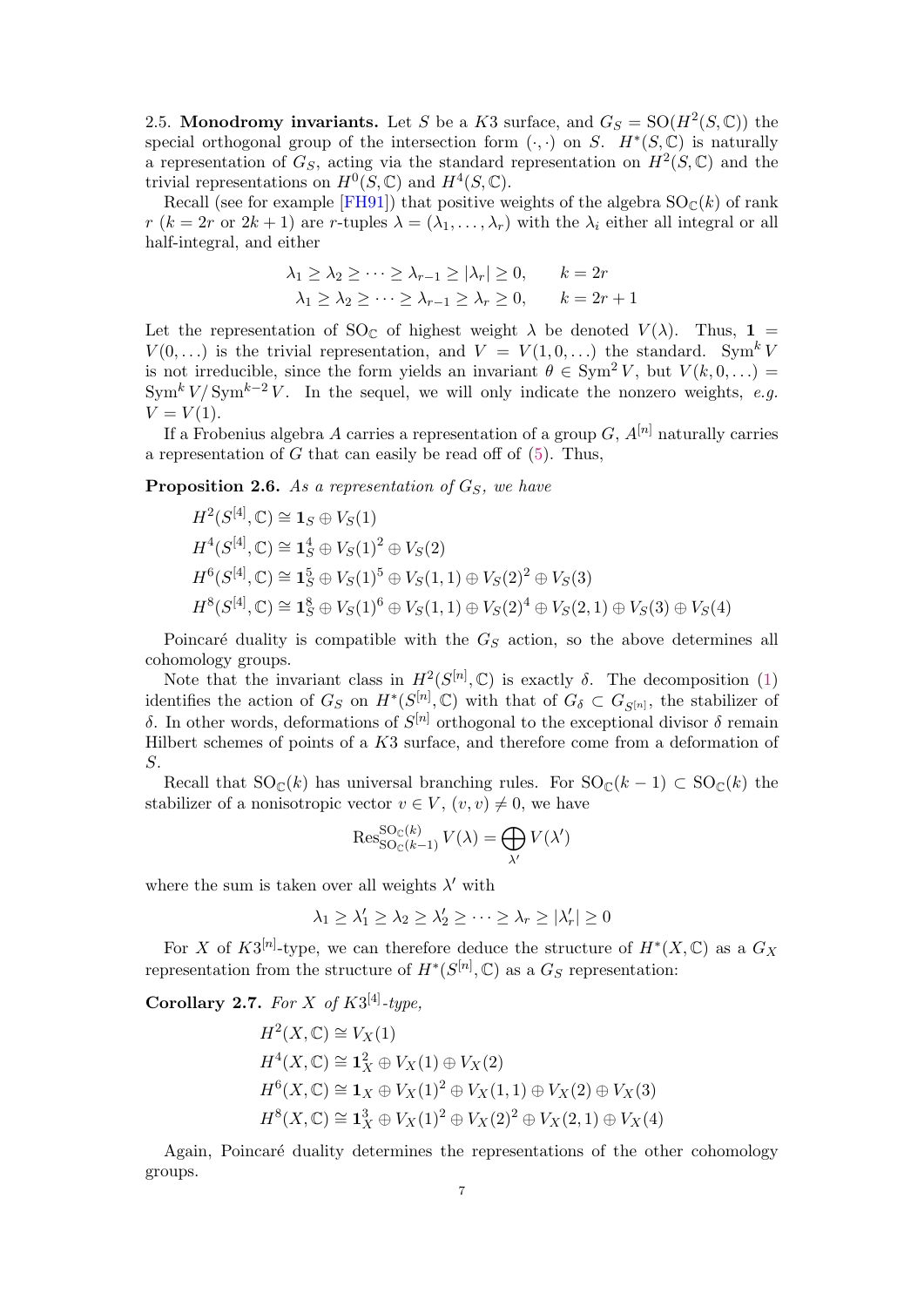2.5. **Monodromy invariants.** Let $S$ be a $K3$ surface, and $G_S = \mathrm{SO}(H^2(S,\mathbb{C}))$ the special orthogonal group of the intersection form $(\cdot,\cdot)$ on $S$. $H^*(S,\mathbb{C})$ is naturally a representation of $G_S$, acting via the standard representation on $H^2(S,\mathbb{C})$ and the trivial representations on $H^0(S,\mathbb{C})$ and $H^4(S,\mathbb{C})$.

Recall (see for example [FH91]) that positive weights of the algebra $\mathrm{SO}_\mathbb{C}(k)$ of rank $r$ ($k = 2r$ or $2k+1$) are $r$-tuples $\lambda = (\lambda_1, \ldots, \lambda_r)$ with the $\lambda_i$ either all integral or all half-integral, and either

$$\begin{aligned} \lambda_1 \geq \lambda_2 \geq \cdots \geq \lambda_{r-1} \geq |\lambda_r| \geq 0, \qquad & k = 2r \\ \lambda_1 \geq \lambda_2 \geq \cdots \geq \lambda_{r-1} \geq \lambda_r \geq 0, \qquad & k = 2r+1 \end{aligned}$$

Let the representation of $\mathrm{SO}_\mathbb{C}$ of highest weight $\lambda$ be denoted $V(\lambda)$. Thus, $\mathbf{1} = V(0,\ldots)$ is the trivial representation, and $V = V(1,0,\ldots)$ the standard. $\mathrm{Sym}^k V$ is not irreducible, since the form yields an invariant $\theta \in \mathrm{Sym}^2 V$, but $V(k,0,\ldots) = \mathrm{Sym}^k V/\mathrm{Sym}^{k-2} V$. In the sequel, we will only indicate the nonzero weights, *e.g.* $V = V(1)$.

If a Frobenius algebra $A$ carries a representation of a group $G$, $A^{[n]}$ naturally carries a representation of $G$ that can easily be read off of (5). Thus,

**Proposition 2.6.** *As a representation of $G_S$, we have*

$$\begin{aligned} H^2(S^{[4]},\mathbb{C}) &\cong \mathbf{1}_S \oplus V_S(1) \\ H^4(S^{[4]},\mathbb{C}) &\cong \mathbf{1}_S^4 \oplus V_S(1)^2 \oplus V_S(2) \\ H^6(S^{[4]},\mathbb{C}) &\cong \mathbf{1}_S^5 \oplus V_S(1)^5 \oplus V_S(1,1) \oplus V_S(2)^2 \oplus V_S(3) \\ H^8(S^{[4]},\mathbb{C}) &\cong \mathbf{1}_S^8 \oplus V_S(1)^6 \oplus V_S(1,1) \oplus V_S(2)^4 \oplus V_S(2,1) \oplus V_S(3) \oplus V_S(4) \end{aligned}$$

Poincaré duality is compatible with the $G_S$ action, so the above determines all cohomology groups.

Note that the invariant class in $H^2(S^{[n]},\mathbb{C})$ is exactly $\delta$. The decomposition (1) identifies the action of $G_S$ on $H^*(S^{[n]},\mathbb{C})$ with that of $G_\delta \subset G_{S^{[n]}}$, the stabilizer of $\delta$. In other words, deformations of $S^{[n]}$ orthogonal to the exceptional divisor $\delta$ remain Hilbert schemes of points of a $K3$ surface, and therefore come from a deformation of $S$.

Recall that $\mathrm{SO}_\mathbb{C}(k)$ has universal branching rules. For $\mathrm{SO}_\mathbb{C}(k-1) \subset \mathrm{SO}_\mathbb{C}(k)$ the stabilizer of a nonisotropic vector $v \in V$, $(v,v) \neq 0$, we have

$$\mathrm{Res}^{\mathrm{SO}_\mathbb{C}(k)}_{\mathrm{SO}_\mathbb{C}(k-1)} V(\lambda) = \bigoplus_{\lambda'} V(\lambda')$$

where the sum is taken over all weights $\lambda'$ with

$$\lambda_1 \geq \lambda'_1 \geq \lambda_2 \geq \lambda'_2 \geq \cdots \geq \lambda_r \geq |\lambda'_r| \geq 0$$

For $X$ of $K3^{[n]}$-type, we can therefore deduce the structure of $H^*(X,\mathbb{C})$ as a $G_X$ representation from the structure of $H^*(S^{[n]},\mathbb{C})$ as a $G_S$ representation:

**Corollary 2.7.** *For $X$ of $K3^{[4]}$-type,*

$$\begin{aligned} H^2(X,\mathbb{C}) &\cong V_X(1) \\ H^4(X,\mathbb{C}) &\cong \mathbf{1}_X^2 \oplus V_X(1) \oplus V_X(2) \\ H^6(X,\mathbb{C}) &\cong \mathbf{1}_X \oplus V_X(1)^2 \oplus V_X(1,1) \oplus V_X(2) \oplus V_X(3) \\ H^8(X,\mathbb{C}) &\cong \mathbf{1}_X^3 \oplus V_X(1)^2 \oplus V_X(2)^2 \oplus V_X(2,1) \oplus V_X(4) \end{aligned}$$

Again, Poincaré duality determines the representations of the other cohomology groups.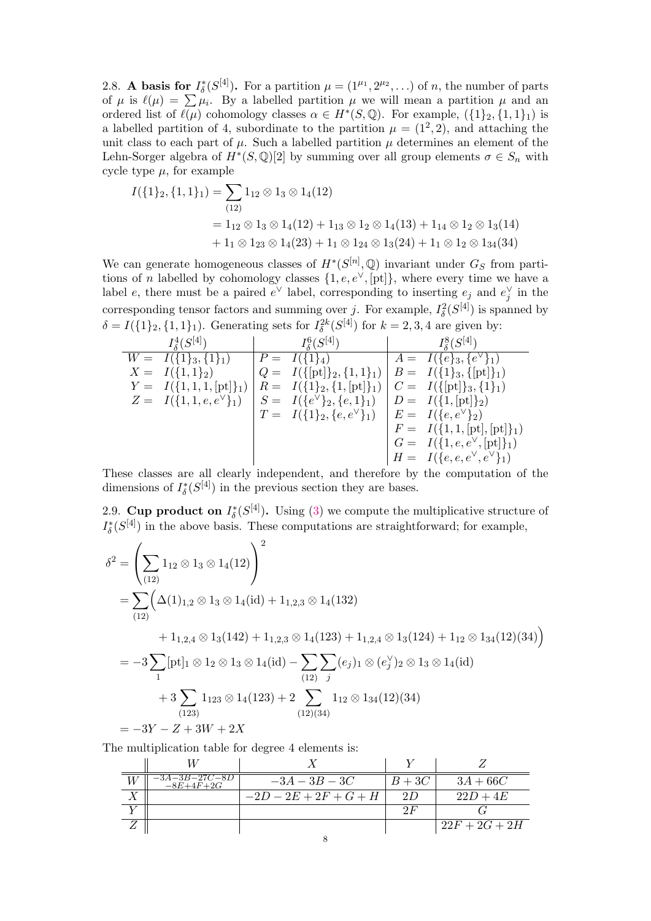**2.8. A basis for $I^*_\delta(S^{[4]})$.** For a partition $\mu = (1^{\mu_1}, 2^{\mu_2}, \ldots)$ of $n$, the number of parts of $\mu$ is $\ell(\mu) = \sum \mu_i$. By a labelled partition $\mu$ we will mean a partition $\mu$ and an ordered list of $\ell(\mu)$ cohomology classes $\alpha \in H^*(S, \mathbb{Q})$. For example, $(\{1\}_2, \{1,1\}_1)$ is a labelled partition of 4, subordinate to the partition $\mu = (1^2, 2)$, and attaching the unit class to each part of $\mu$. Such a labelled partition $\mu$ determines an element of the Lehn-Sorger algebra of $H^*(S,\mathbb{Q})[2]$ by summing over all group elements $\sigma \in S_n$ with cycle type $\mu$, for example

$$
\begin{aligned}
I(\{1\}_2, \{1,1\}_1) &= \sum_{(12)} 1_{12} \otimes 1_3 \otimes 1_4(12) \\
&= 1_{12} \otimes 1_3 \otimes 1_4(12) + 1_{13} \otimes 1_2 \otimes 1_4(13) + 1_{14} \otimes 1_2 \otimes 1_3(14) \\
&\quad + 1_1 \otimes 1_{23} \otimes 1_4(23) + 1_1 \otimes 1_{24} \otimes 1_3(24) + 1_1 \otimes 1_2 \otimes 1_{34}(34)
\end{aligned}
$$

We can generate homogeneous classes of $H^*(S^{[n]}, \mathbb{Q})$ invariant under $G_S$ from partitions of $n$ labelled by cohomology classes $\{1, e, e^\vee, [\mathrm{pt}]\}$, where every time we have a label $e$, there must be a paired $e^\vee$ label, corresponding to inserting $e_j$ and $e_j^\vee$ in the corresponding tensor factors and summing over $j$. For example, $I^2_\delta(S^{[4]})$ is spanned by $\delta = I(\{1\}_2, \{1,1\}_1)$. Generating sets for $I^{2k}_\delta(S^{[4]})$ for $k = 2, 3, 4$ are given by:

| $I^4_\delta(S^{[4]})$ | $I^6_\delta(S^{[4]})$ | $I^8_\delta(S^{[4]})$ |
|---|---|---|
| $W = I(\{1\}_3, \{1\}_1)$ | $P = I(\{1\}_4)$ | $A = I(\{e\}_3, \{e^\vee\}_1)$ |
| $X = I(\{1,1\}_2)$ | $Q = I(\{[\mathrm{pt}]\}_2, \{1,1\}_1)$ | $B = I(\{1\}_3, \{[\mathrm{pt}]\}_1)$ |
| $Y = I(\{1,1,1,[\mathrm{pt}]\}_1)$ | $R = I(\{1\}_2, \{1,[\mathrm{pt}]\}_1)$ | $C = I(\{[\mathrm{pt}]\}_3, \{1\}_1)$ |
| $Z = I(\{1,1,e,e^\vee\}_1)$ | $S = I(\{e^\vee\}_2, \{e,1\}_1)$ | $D = I(\{1,[\mathrm{pt}]\}_2)$ |
| | $T = I(\{1\}_2, \{e,e^\vee\}_1)$ | $E = I(\{e,e^\vee\}_2)$ |
| | | $F = I(\{1,1,[\mathrm{pt}],[\mathrm{pt}]\}_1)$ |
| | | $G = I(\{1,e,e^\vee,[\mathrm{pt}]\}_1)$ |
| | | $H = I(\{e,e,e^\vee,e^\vee\}_1)$ |

These classes are all clearly independent, and therefore by the computation of the dimensions of $I^*_\delta(S^{[4]})$ in the previous section they are bases.

**2.9. Cup product on $I^*_\delta(S^{[4]})$.** Using (3) we compute the multiplicative structure of $I^*_\delta(S^{[4]})$ in the above basis. These computations are straightforward; for example,

$$
\begin{aligned}
\delta^2 &= \left( \sum_{(12)} 1_{12} \otimes 1_3 \otimes 1_4(12) \right)^2 \\
&= \sum_{(12)} \Big( \Delta(1)_{1,2} \otimes 1_3 \otimes 1_4(\mathrm{id}) + 1_{1,2,3} \otimes 1_4(132) \\
&\quad + 1_{1,2,4} \otimes 1_3(142) + 1_{1,2,3} \otimes 1_4(123) + 1_{1,2,4} \otimes 1_3(124) + 1_{12} \otimes 1_{34}(12)(34) \Big) \\
&= -3 \sum_1 [\mathrm{pt}]_1 \otimes 1_2 \otimes 1_3 \otimes 1_4(\mathrm{id}) - \sum_{(12)} \sum_j (e_j)_1 \otimes (e_j^\vee)_2 \otimes 1_3 \otimes 1_4(\mathrm{id}) \\
&\quad + 3 \sum_{(123)} 1_{123} \otimes 1_4(123) + 2 \sum_{(12)(34)} 1_{12} \otimes 1_{34}(12)(34) \\
&= -3Y - Z + 3W + 2X
\end{aligned}
$$

The multiplication table for degree 4 elements is:

| | $W$ | $X$ | $Y$ | $Z$ |
|---|---|---|---|---|
| $W$ | $-3A-3B-27C-8D-8E+4F+2G$ | $-3A-3B-3C$ | $B+3C$ | $3A+66C$ |
| $X$ | | $-2D-2E+2F+G+H$ | $2D$ | $22D+4E$ |
| $Y$ | | | $2F$ | $G$ |
| $Z$ | | | | $22F+2G+2H$ |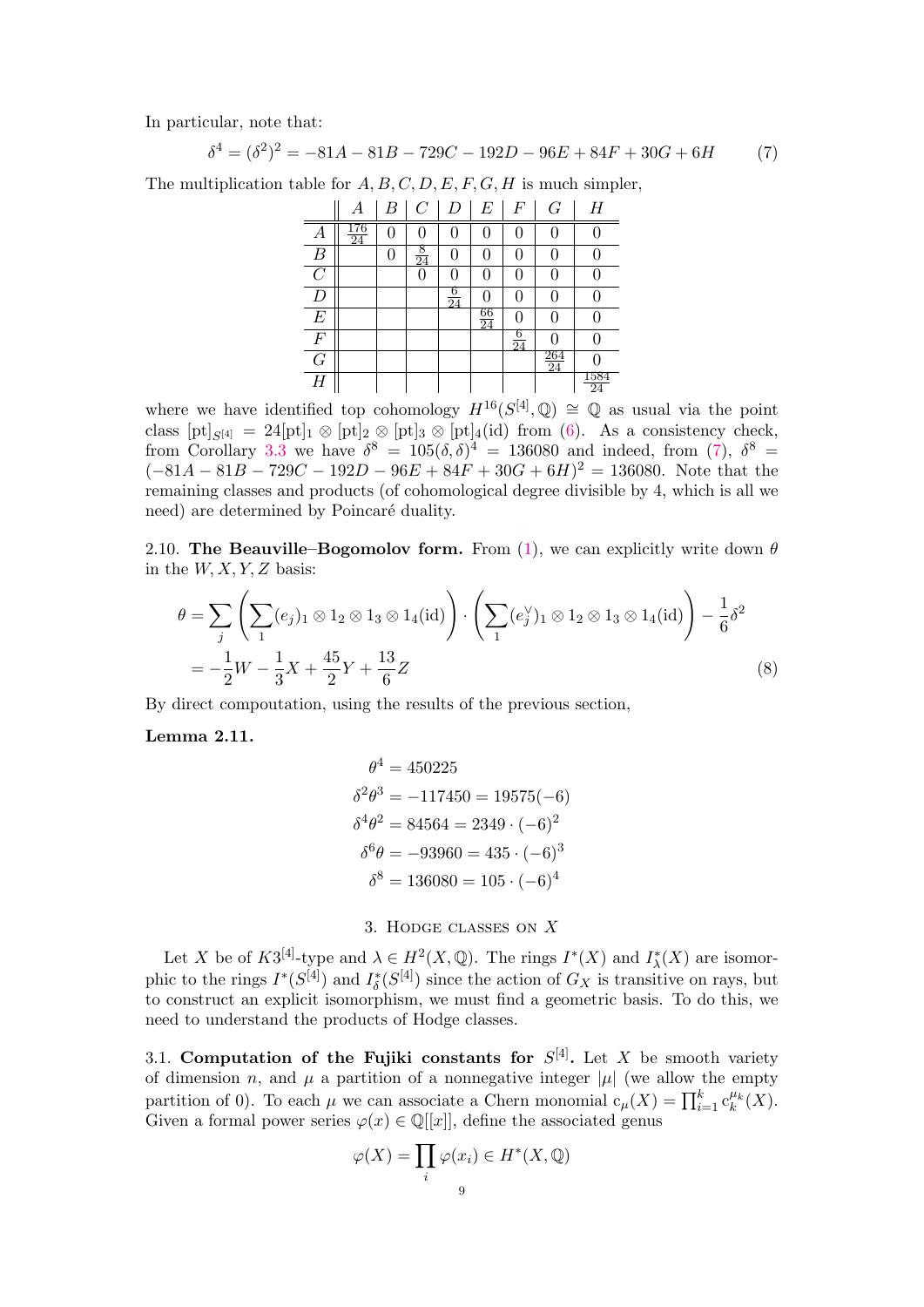In particular, note that:

$$\delta^4 = (\delta^2)^2 = -81A - 81B - 729C - 192D - 96E + 84F + 30G + 6H \tag{7}$$

The multiplication table for $A, B, C, D, E, F, G, H$ is much simpler,

| | $A$ | $B$ | $C$ | $D$ | $E$ | $F$ | $G$ | $H$ |
|---|---|---|---|---|---|---|---|---|
| $A$ | $\frac{176}{24}$ | 0 | 0 | 0 | 0 | 0 | 0 | 0 |
| $B$ | | 0 | $\frac{8}{24}$ | 0 | 0 | 0 | 0 | 0 |
| $C$ | | | 0 | 0 | 0 | 0 | 0 | 0 |
| $D$ | | | | $\frac{6}{24}$ | 0 | 0 | 0 | 0 |
| $E$ | | | | | $\frac{66}{24}$ | 0 | 0 | 0 |
| $F$ | | | | | | $\frac{6}{24}$ | 0 | 0 |
| $G$ | | | | | | | $\frac{264}{24}$ | 0 |
| $H$ | | | | | | | | $\frac{1584}{24}$ |

where we have identified top cohomology $H^{16}(S^{[4]}, \mathbb{Q}) \cong \mathbb{Q}$ as usual via the point class $[\mathrm{pt}]_{S^{[4]}} = 24[\mathrm{pt}]_1 \otimes [\mathrm{pt}]_2 \otimes [\mathrm{pt}]_3 \otimes [\mathrm{pt}]_4(\mathrm{id})$ from (6). As a consistency check, from Corollary 3.3 we have $\delta^8 = 105(\delta, \delta)^4 = 136080$ and indeed, from (7), $\delta^8 = (-81A - 81B - 729C - 192D - 96E + 84F + 30G + 6H)^2 = 136080$. Note that the remaining classes and products (of cohomological degree divisible by 4, which is all we need) are determined by Poincaré duality.

2.10. **The Beauville–Bogomolov form.** From (1), we can explicitly write down $\theta$ in the $W, X, Y, Z$ basis:

$$\begin{aligned}
\theta &= \sum_j \left( \sum_1 (e_j)_1 \otimes 1_2 \otimes 1_3 \otimes 1_4(\mathrm{id}) \right) \cdot \left( \sum_1 (e_j^\vee)_1 \otimes 1_2 \otimes 1_3 \otimes 1_4(\mathrm{id}) \right) - \frac{1}{6}\delta^2 \\
&= -\frac{1}{2}W - \frac{1}{3}X + \frac{45}{2}Y + \frac{13}{6}Z
\end{aligned} \tag{8}$$

By direct compoutation, using the results of the previous section,

**Lemma 2.11.**

$$\begin{aligned}
\theta^4 &= 450225 \\
\delta^2\theta^3 &= -117450 = 19575(-6) \\
\delta^4\theta^2 &= 84564 = 2349 \cdot (-6)^2 \\
\delta^6\theta &= -93960 = 435 \cdot (-6)^3 \\
\delta^8 &= 136080 = 105 \cdot (-6)^4
\end{aligned}$$

## 3. Hodge classes on $X$

Let $X$ be of $K3^{[4]}$-type and $\lambda \in H^2(X, \mathbb{Q})$. The rings $I^*(X)$ and $I^*_\lambda(X)$ are isomorphic to the rings $I^*(S^{[4]})$ and $I^*_\delta(S^{[4]})$ since the action of $G_X$ is transitive on rays, but to construct an explicit isomorphism, we must find a geometric basis. To do this, we need to understand the products of Hodge classes.

3.1. **Computation of the Fujiki constants for $S^{[4]}$.** Let $X$ be smooth variety of dimension $n$, and $\mu$ a partition of a nonnegative integer $|\mu|$ (we allow the empty partition of 0). To each $\mu$ we can associate a Chern monomial $\mathrm{c}_\mu(X) = \prod_{i=1}^k \mathrm{c}_k^{\mu_k}(X)$. Given a formal power series $\varphi(x) \in \mathbb{Q}[[x]]$, define the associated genus

$$\varphi(X) = \prod_i \varphi(x_i) \in H^*(X, \mathbb{Q})$$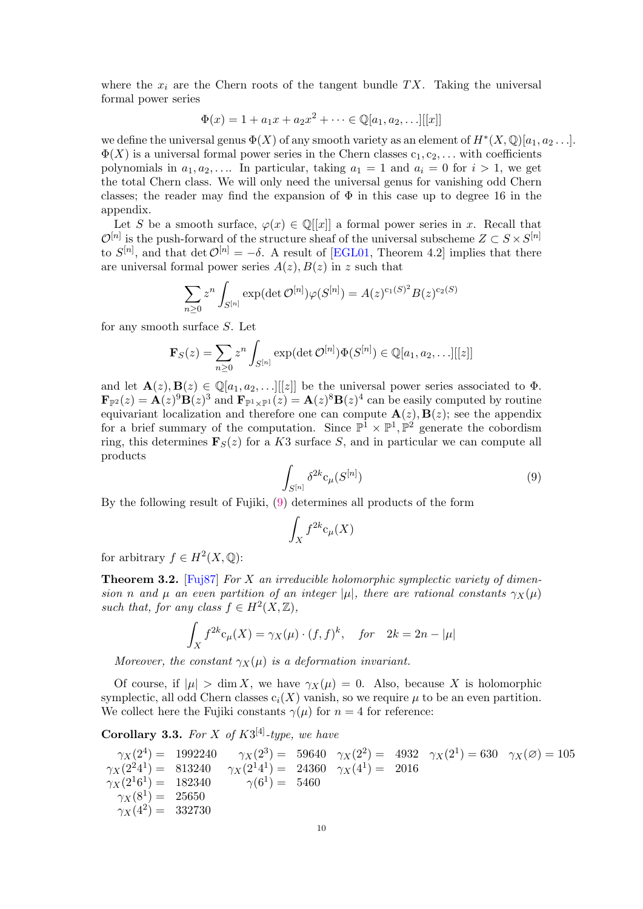where the $x_i$ are the Chern roots of the tangent bundle $TX$. Taking the universal formal power series

$$\Phi(x) = 1 + a_1 x + a_2 x^2 + \cdots \in \mathbb{Q}[a_1, a_2, \ldots][[x]]$$

we define the universal genus $\Phi(X)$ of any smooth variety as an element of $H^*(X, \mathbb{Q})[a_1, a_2 \ldots]$. $\Phi(X)$ is a universal formal power series in the Chern classes $\mathrm{c}_1, \mathrm{c}_2, \ldots$ with coefficients polynomials in $a_1, a_2, \ldots$. In particular, taking $a_1 = 1$ and $a_i = 0$ for $i > 1$, we get the total Chern class. We will only need the universal genus for vanishing odd Chern classes; the reader may find the expansion of $\Phi$ in this case up to degree 16 in the appendix.

Let $S$ be a smooth surface, $\varphi(x) \in \mathbb{Q}[[x]]$ a formal power series in $x$. Recall that $\mathcal{O}^{[n]}$ is the push-forward of the structure sheaf of the universal subscheme $Z \subset S \times S^{[n]}$ to $S^{[n]}$, and that $\det \mathcal{O}^{[n]} = -\delta$. A result of [EGL01, Theorem 4.2] implies that there are universal formal power series $A(z), B(z)$ in $z$ such that

$$\sum_{n \geq 0} z^n \int_{S^{[n]}} \exp(\det \mathcal{O}^{[n]}) \varphi(S^{[n]}) = A(z)^{\mathrm{c}_1(S)^2} B(z)^{\mathrm{c}_2(S)}$$

for any smooth surface $S$. Let

$$\mathbf{F}_S(z) = \sum_{n \geq 0} z^n \int_{S^{[n]}} \exp(\det \mathcal{O}^{[n]}) \Phi(S^{[n]}) \in \mathbb{Q}[a_1, a_2, \ldots][[z]]$$

and let $\mathbf{A}(z), \mathbf{B}(z) \in \mathbb{Q}[a_1, a_2, \ldots][[z]]$ be the universal power series associated to $\Phi$. $\mathbf{F}_{\mathbb{P}^2}(z) = \mathbf{A}(z)^9 \mathbf{B}(z)^3$ and $\mathbf{F}_{\mathbb{P}^1 \times \mathbb{P}^1}(z) = \mathbf{A}(z)^8 \mathbf{B}(z)^4$ can be easily computed by routine equivariant localization and therefore one can compute $\mathbf{A}(z), \mathbf{B}(z)$; see the appendix for a brief summary of the computation. Since $\mathbb{P}^1 \times \mathbb{P}^1, \mathbb{P}^2$ generate the cobordism ring, this determines $\mathbf{F}_S(z)$ for a $K3$ surface $S$, and in particular we can compute all products

$$\int_{S^{[n]}} \delta^{2k} \mathrm{c}_\mu(S^{[n]}) \tag{9}$$

By the following result of Fujiki, (9) determines all products of the form

$$\int_X f^{2k} \mathrm{c}_\mu(X)$$

for arbitrary $f \in H^2(X, \mathbb{Q})$:

**Theorem 3.2.** [Fuj87] *For $X$ an irreducible holomorphic symplectic variety of dimension $n$ and $\mu$ an even partition of an integer $|\mu|$, there are rational constants $\gamma_X(\mu)$ such that, for any class $f \in H^2(X, \mathbb{Z})$,*

$$\int_X f^{2k} \mathrm{c}_\mu(X) = \gamma_X(\mu) \cdot (f, f)^k, \quad \text{for} \quad 2k = 2n - |\mu|$$

*Moreover, the constant $\gamma_X(\mu)$ is a deformation invariant.*

Of course, if $|\mu| > \dim X$, we have $\gamma_X(\mu) = 0$. Also, because $X$ is holomorphic symplectic, all odd Chern classes $\mathrm{c}_i(X)$ vanish, so we require $\mu$ to be an even partition. We collect here the Fujiki constants $\gamma(\mu)$ for $n = 4$ for reference:

**Corollary 3.3.** *For $X$ of $K3^{[4]}$-type, we have*

$$\begin{array}{llll}
\gamma_X(2^4) = 1992240 & \gamma_X(2^3) = 59640 & \gamma_X(2^2) = 4932 & \gamma_X(2^1) = 630 \quad \gamma_X(\varnothing) = 105 \\
\gamma_X(2^2 4^1) = 813240 & \gamma_X(2^1 4^1) = 24360 & \gamma_X(4^1) = 2016 & \\
\gamma_X(2^1 6^1) = 182340 & \gamma(6^1) = 5460 & & \\
\gamma_X(8^1) = 25650 & & & \\
\gamma_X(4^2) = 332730 & & &
\end{array}$$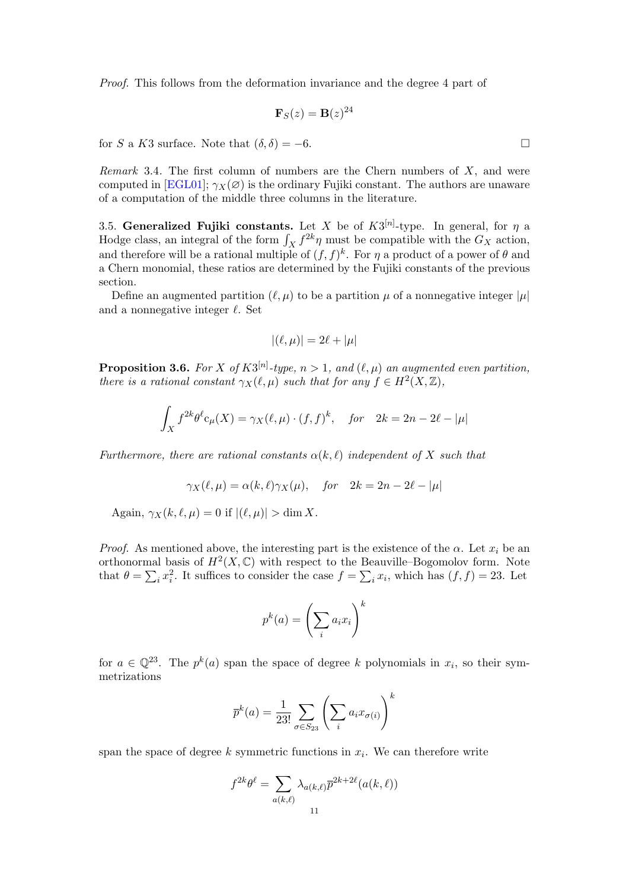*Proof.* This follows from the deformation invariance and the degree 4 part of

$$\mathbf{F}_S(z) = \mathbf{B}(z)^{24}$$

for $S$ a $K3$ surface. Note that $(\delta, \delta) = -6$. □

*Remark* 3.4. The first column of numbers are the Chern numbers of $X$, and were computed in [EGL01]; $\gamma_X(\varnothing)$ is the ordinary Fujiki constant. The authors are unaware of a computation of the middle three columns in the literature.

3.5. **Generalized Fujiki constants.** Let $X$ be of $K3^{[n]}$-type. In general, for $\eta$ a Hodge class, an integral of the form $\int_X f^{2k}\eta$ must be compatible with the $G_X$ action, and therefore will be a rational multiple of $(f,f)^k$. For $\eta$ a product of a power of $\theta$ and a Chern monomial, these ratios are determined by the Fujiki constants of the previous section.

Define an augmented partition $(\ell, \mu)$ to be a partition $\mu$ of a nonnegative integer $|\mu|$ and a nonnegative integer $\ell$. Set

$$|(\ell, \mu)| = 2\ell + |\mu|$$

**Proposition 3.6.** *For $X$ of $K3^{[n]}$-type, $n > 1$, and $(\ell, \mu)$ an augmented even partition, there is a rational constant $\gamma_X(\ell, \mu)$ such that for any $f \in H^2(X, \mathbb{Z})$,*

$$\int_X f^{2k}\theta^\ell \mathrm{c}_\mu(X) = \gamma_X(\ell, \mu) \cdot (f,f)^k, \quad \textit{for} \quad 2k = 2n - 2\ell - |\mu|$$

*Furthermore, there are rational constants $\alpha(k, \ell)$ independent of $X$ such that*

$$\gamma_X(\ell, \mu) = \alpha(k, \ell)\gamma_X(\mu), \quad \textit{for} \quad 2k = 2n - 2\ell - |\mu|$$

Again, $\gamma_X(k, \ell, \mu) = 0$ if $|(\ell, \mu)| > \dim X$.

*Proof.* As mentioned above, the interesting part is the existence of the $\alpha$. Let $x_i$ be an orthonormal basis of $H^2(X, \mathbb{C})$ with respect to the Beauville–Bogomolov form. Note that $\theta = \sum_i x_i^2$. It suffices to consider the case $f = \sum_i x_i$, which has $(f,f) = 23$. Let

$$p^k(a) = \left(\sum_i a_i x_i\right)^k$$

for $a \in \mathbb{Q}^{23}$. The $p^k(a)$ span the space of degree $k$ polynomials in $x_i$, so their symmetrizations

$$\overline{p}^k(a) = \frac{1}{23!}\sum_{\sigma \in S_{23}} \left(\sum_i a_i x_{\sigma(i)}\right)^k$$

span the space of degree $k$ symmetric functions in $x_i$. We can therefore write

$$f^{2k}\theta^\ell = \sum_{a(k,\ell)} \lambda_{a(k,\ell)} \overline{p}^{2k+2\ell}(a(k,\ell))$$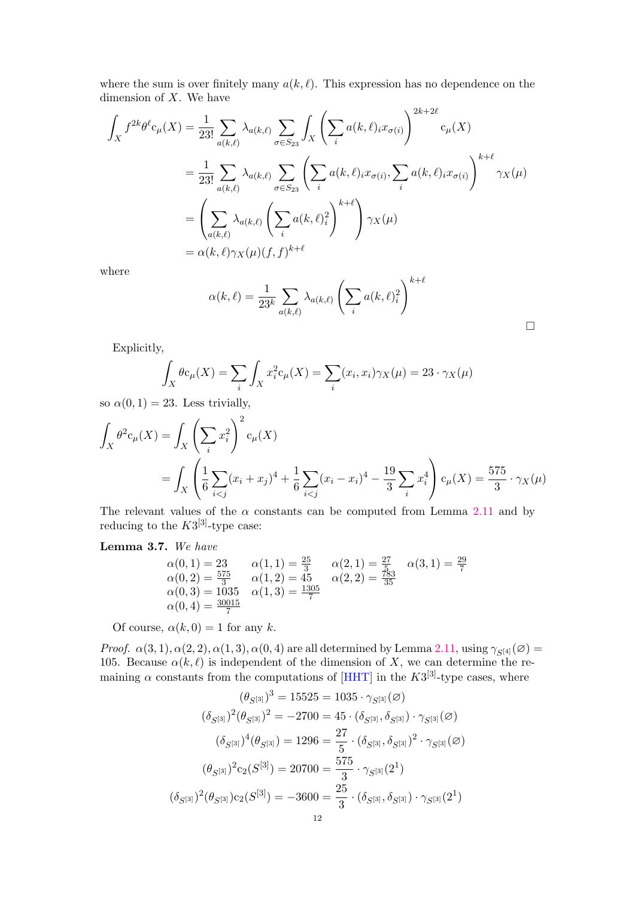where the sum is over finitely many $a(k,\ell)$. This expression has no dependence on the dimension of $X$. We have

$$
\begin{aligned}
\int_X f^{2k}\theta^{\ell}\mathrm{c}_{\mu}(X) &= \frac{1}{23!}\sum_{a(k,\ell)}\lambda_{a(k,\ell)}\sum_{\sigma\in S_{23}}\int_X\left(\sum_i a(k,\ell)_i x_{\sigma(i)}\right)^{2k+2\ell}\mathrm{c}_{\mu}(X)\\
&= \frac{1}{23!}\sum_{a(k,\ell)}\lambda_{a(k,\ell)}\sum_{\sigma\in S_{23}}\left(\sum_i a(k,\ell)_i x_{\sigma(i)},\sum_i a(k,\ell)_i x_{\sigma(i)}\right)^{k+\ell}\gamma_X(\mu)\\
&= \left(\sum_{a(k,\ell)}\lambda_{a(k,\ell)}\left(\sum_i a(k,\ell)_i^2\right)^{k+\ell}\right)\gamma_X(\mu)\\
&= \alpha(k,\ell)\gamma_X(\mu)(f,f)^{k+\ell}
\end{aligned}
$$

where

$$
\alpha(k,\ell) = \frac{1}{23^k}\sum_{a(k,\ell)}\lambda_{a(k,\ell)}\left(\sum_i a(k,\ell)_i^2\right)^{k+\ell}
$$

□

Explicitly,

$$
\int_X \theta\mathrm{c}_{\mu}(X) = \sum_i\int_X x_i^2\mathrm{c}_{\mu}(X) = \sum_i (x_i,x_i)\gamma_X(\mu) = 23\cdot\gamma_X(\mu)
$$

so $\alpha(0,1) = 23$. Less trivially,

$$
\begin{aligned}
\int_X \theta^2\mathrm{c}_{\mu}(X) &= \int_X\left(\sum_i x_i^2\right)^2\mathrm{c}_{\mu}(X)\\
&= \int_X\left(\frac{1}{6}\sum_{i<j}(x_i+x_j)^4+\frac{1}{6}\sum_{i<j}(x_i-x_i)^4-\frac{19}{3}\sum_i x_i^4\right)\mathrm{c}_{\mu}(X) = \frac{575}{3}\cdot\gamma_X(\mu)
\end{aligned}
$$

The relevant values of the $\alpha$ constants can be computed from Lemma 2.11 and by reducing to the $K3^{[3]}$-type case:

**Lemma 3.7.** *We have*

$$
\begin{array}{llll}
\alpha(0,1)=23 & \alpha(1,1)=\frac{25}{3} & \alpha(2,1)=\frac{27}{5} & \alpha(3,1)=\frac{29}{7}\\
\alpha(0,2)=\frac{575}{3} & \alpha(1,2)=45 & \alpha(2,2)=\frac{783}{35} & \\
\alpha(0,3)=1035 & \alpha(1,3)=\frac{1305}{7} & & \\
\alpha(0,4)=\frac{30015}{7} & & &
\end{array}
$$

Of course, $\alpha(k,0)=1$ for any $k$.

*Proof.* $\alpha(3,1),\alpha(2,2),\alpha(1,3),\alpha(0,4)$ are all determined by Lemma 2.11, using $\gamma_{S^{[4]}}(\varnothing) = 105$. Because $\alpha(k,\ell)$ is independent of the dimension of $X$, we can determine the remaining $\alpha$ constants from the computations of [HHT] in the $K3^{[3]}$-type cases, where

$$
\begin{aligned}
(\theta_{S^{[3]}})^3 &= 15525 = 1035\cdot\gamma_{S^{[3]}}(\varnothing)\\
(\delta_{S^{[3]}})^2(\theta_{S^{[3]}})^2 &= -2700 = 45\cdot(\delta_{S^{[3]}},\delta_{S^{[3]}})\cdot\gamma_{S^{[3]}}(\varnothing)\\
(\delta_{S^{[3]}})^4(\theta_{S^{[3]}}) &= 1296 = \frac{27}{5}\cdot(\delta_{S^{[3]}},\delta_{S^{[3]}})^2\cdot\gamma_{S^{[3]}}(\varnothing)\\
(\theta_{S^{[3]}})^2\mathrm{c}_2(S^{[3]}) &= 20700 = \frac{575}{3}\cdot\gamma_{S^{[3]}}(2^1)\\
(\delta_{S^{[3]}})^2(\theta_{S^{[3]}})\mathrm{c}_2(S^{[3]}) &= -3600 = \frac{25}{3}\cdot(\delta_{S^{[3]}},\delta_{S^{[3]}})\cdot\gamma_{S^{[3]}}(2^1)
\end{aligned}
$$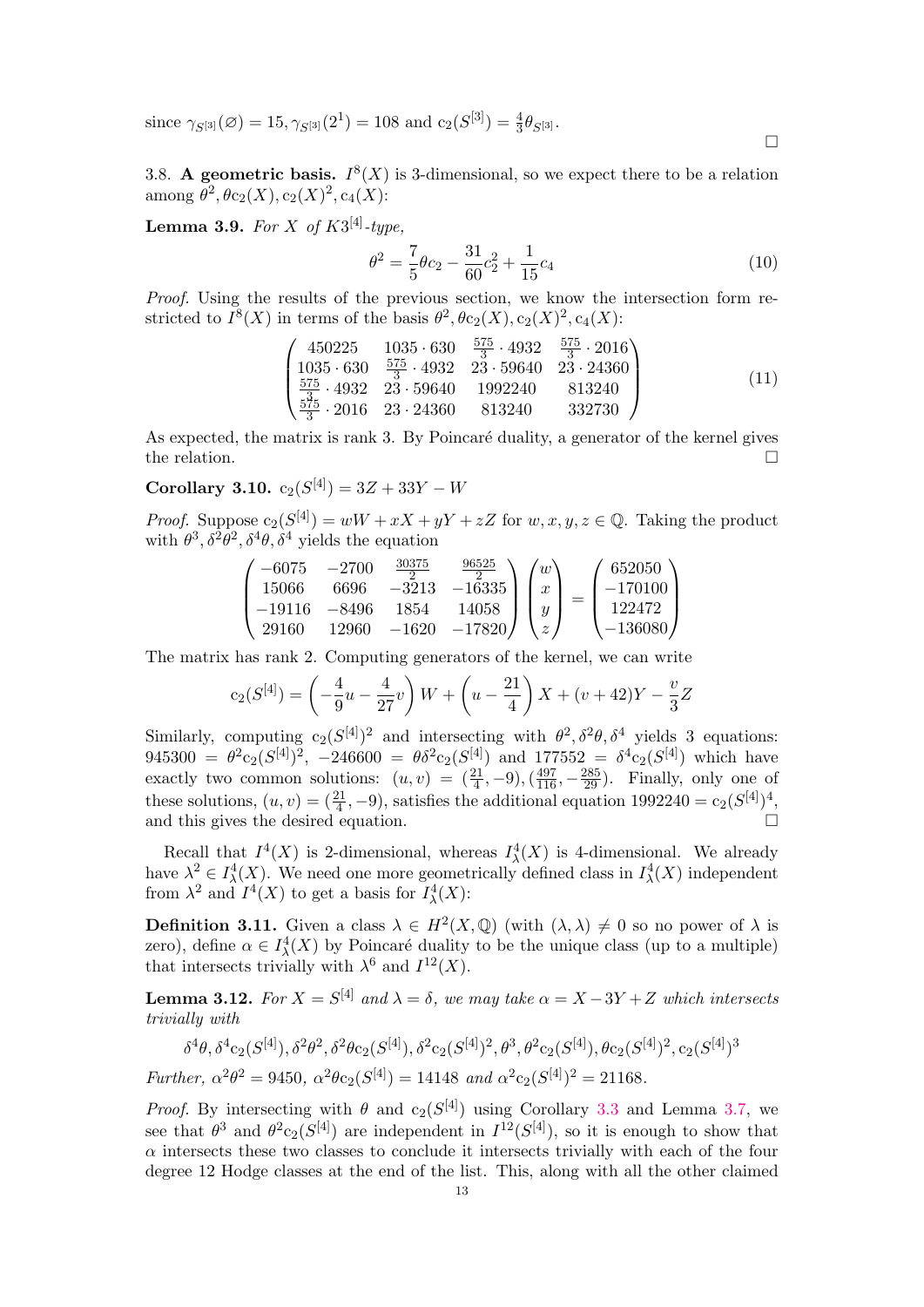since $\gamma_{S^{[3]}}(\varnothing) = 15, \gamma_{S^{[3]}}(2^1) = 108$ and $c_2(S^{[3]}) = \frac{4}{3}\theta_{S^{[3]}}$. ∎

3.8. **A geometric basis.** $I^8(X)$ is 3-dimensional, so we expect there to be a relation among $\theta^2, \theta c_2(X), c_2(X)^2, c_4(X)$:

**Lemma 3.9.** *For $X$ of $K3^{[4]}$-type,*

$$\theta^2 = \frac{7}{5}\theta c_2 - \frac{31}{60}c_2^2 + \frac{1}{15}c_4 \tag{10}$$

*Proof.* Using the results of the previous section, we know the intersection form restricted to $I^8(X)$ in terms of the basis $\theta^2, \theta c_2(X), c_2(X)^2, c_4(X)$:

$$\begin{pmatrix} 450225 & 1035\cdot 630 & \frac{575}{3}\cdot 4932 & \frac{575}{3}\cdot 2016 \\ 1035\cdot 630 & \frac{575}{3}\cdot 4932 & 23\cdot 59640 & 23\cdot 24360 \\ \frac{575}{3}\cdot 4932 & 23\cdot 59640 & 1992240 & 813240 \\ \frac{575}{3}\cdot 2016 & 23\cdot 24360 & 813240 & 332730 \end{pmatrix} \tag{11}$$

As expected, the matrix is rank 3. By Poincaré duality, a generator of the kernel gives the relation. ∎

**Corollary 3.10.** $c_2(S^{[4]}) = 3Z + 33Y - W$

*Proof.* Suppose $c_2(S^{[4]}) = wW + xX + yY + zZ$ for $w, x, y, z \in \mathbb{Q}$. Taking the product with $\theta^3, \delta^2\theta^2, \delta^4\theta, \delta^4$ yields the equation

$$\begin{pmatrix} -6075 & -2700 & \frac{30375}{2} & \frac{96525}{2} \\ 15066 & 6696 & -3213 & -16335 \\ -19116 & -8496 & 1854 & 14058 \\ 29160 & 12960 & -1620 & -17820 \end{pmatrix} \begin{pmatrix} w \\ x \\ y \\ z \end{pmatrix} = \begin{pmatrix} 652050 \\ -170100 \\ 122472 \\ -136080 \end{pmatrix}$$

The matrix has rank 2. Computing generators of the kernel, we can write

$$c_2(S^{[4]}) = \left(-\frac{4}{9}u - \frac{4}{27}v\right)W + \left(u - \frac{21}{4}\right)X + (v+42)Y - \frac{v}{3}Z$$

Similarly, computing $c_2(S^{[4]})^2$ and intersecting with $\theta^2, \delta^2\theta, \delta^4$ yields 3 equations: $945300 = \theta^2 c_2(S^{[4]})^2$, $-246600 = \theta\delta^2 c_2(S^{[4]})$ and $177552 = \delta^4 c_2(S^{[4]})$ which have exactly two common solutions: $(u, v) = (\frac{21}{4}, -9), (\frac{497}{116}, -\frac{285}{29})$. Finally, only one of these solutions, $(u, v) = (\frac{21}{4}, -9)$, satisfies the additional equation $1992240 = c_2(S^{[4]})^4$, and this gives the desired equation. ∎

Recall that $I^4(X)$ is 2-dimensional, whereas $I^4_\lambda(X)$ is 4-dimensional. We already have $\lambda^2 \in I^4_\lambda(X)$. We need one more geometrically defined class in $I^4_\lambda(X)$ independent from $\lambda^2$ and $I^4(X)$ to get a basis for $I^4_\lambda(X)$:

**Definition 3.11.** Given a class $\lambda \in H^2(X, \mathbb{Q})$ (with $(\lambda, \lambda) \neq 0$ so no power of $\lambda$ is zero), define $\alpha \in I^4_\lambda(X)$ by Poincaré duality to be the unique class (up to a multiple) that intersects trivially with $\lambda^6$ and $I^{12}(X)$.

**Lemma 3.12.** *For $X = S^{[4]}$ and $\lambda = \delta$, we may take $\alpha = X - 3Y + Z$ which intersects trivially with*

$$\delta^4\theta, \delta^4 c_2(S^{[4]}), \delta^2\theta^2, \delta^2\theta c_2(S^{[4]}), \delta^2 c_2(S^{[4]})^2, \theta^3, \theta^2 c_2(S^{[4]}), \theta c_2(S^{[4]})^2, c_2(S^{[4]})^3$$

*Further, $\alpha^2\theta^2 = 9450$, $\alpha^2\theta c_2(S^{[4]}) = 14148$ and $\alpha^2 c_2(S^{[4]})^2 = 21168$.*

*Proof.* By intersecting with $\theta$ and $c_2(S^{[4]})$ using Corollary 3.3 and Lemma 3.7, we see that $\theta^3$ and $\theta^2 c_2(S^{[4]})$ are independent in $I^{12}(S^{[4]})$, so it is enough to show that $\alpha$ intersects these two classes to conclude it intersects trivially with each of the four degree 12 Hodge classes at the end of the list. This, along with all the other claimed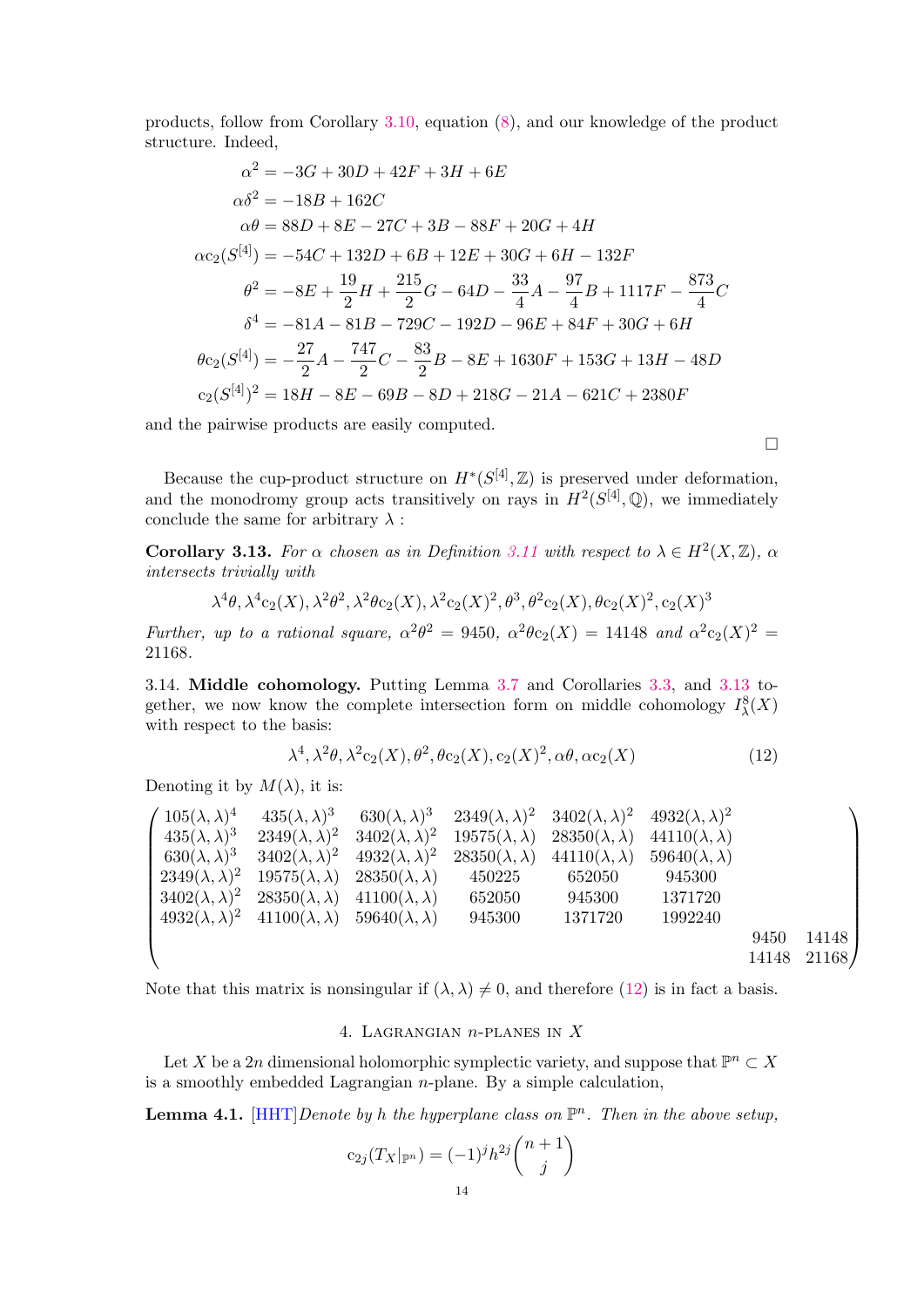products, follow from Corollary 3.10, equation (8), and our knowledge of the product structure. Indeed,

$$
\begin{aligned}
\alpha^2 &= -3G + 30D + 42F + 3H + 6E \\
\alpha\delta^2 &= -18B + 162C \\
\alpha\theta &= 88D + 8E - 27C + 3B - 88F + 20G + 4H \\
\alpha c_2(S^{[4]}) &= -54C + 132D + 6B + 12E + 30G + 6H - 132F \\
\theta^2 &= -8E + \frac{19}{2}H + \frac{215}{2}G - 64D - \frac{33}{4}A - \frac{97}{4}B + 1117F - \frac{873}{4}C \\
\delta^4 &= -81A - 81B - 729C - 192D - 96E + 84F + 30G + 6H \\
\theta c_2(S^{[4]}) &= -\frac{27}{2}A - \frac{747}{2}C - \frac{83}{2}B - 8E + 1630F + 153G + 13H - 48D \\
c_2(S^{[4]})^2 &= 18H - 8E - 69B - 8D + 218G - 21A - 621C + 2380F
\end{aligned}
$$

and the pairwise products are easily computed.

□

Because the cup-product structure on $H^*(S^{[4]},\mathbb{Z})$ is preserved under deformation, and the monodromy group acts transitively on rays in $H^2(S^{[4]},\mathbb{Q})$, we immediately conclude the same for arbitrary $\lambda$ :

**Corollary 3.13.** *For $\alpha$ chosen as in Definition 3.11 with respect to $\lambda \in H^2(X,\mathbb{Z})$, $\alpha$ intersects trivially with*

$$\lambda^4\theta, \lambda^4 c_2(X), \lambda^2\theta^2, \lambda^2\theta c_2(X), \lambda^2 c_2(X)^2, \theta^3, \theta^2 c_2(X), \theta c_2(X)^2, c_2(X)^3$$

*Further, up to a rational square, $\alpha^2\theta^2 = 9450$, $\alpha^2\theta c_2(X) = 14148$ and $\alpha^2 c_2(X)^2 = 21168$.*

3.14. **Middle cohomology.** Putting Lemma 3.7 and Corollaries 3.3, and 3.13 together, we now know the complete intersection form on middle cohomology $I^8_\lambda(X)$ with respect to the basis:

$$\lambda^4, \lambda^2\theta, \lambda^2 c_2(X), \theta^2, \theta c_2(X), c_2(X)^2, \alpha\theta, \alpha c_2(X) \tag{12}$$

Denoting it by $M(\lambda)$, it is:

$$
\begin{pmatrix}
105(\lambda,\lambda)^4 & 435(\lambda,\lambda)^3 & 630(\lambda,\lambda)^3 & 2349(\lambda,\lambda)^2 & 3402(\lambda,\lambda)^2 & 4932(\lambda,\lambda)^2 & & \\
435(\lambda,\lambda)^3 & 2349(\lambda,\lambda)^2 & 3402(\lambda,\lambda)^2 & 19575(\lambda,\lambda) & 28350(\lambda,\lambda) & 44110(\lambda,\lambda) & & \\
630(\lambda,\lambda)^3 & 3402(\lambda,\lambda)^2 & 4932(\lambda,\lambda)^2 & 28350(\lambda,\lambda) & 44110(\lambda,\lambda) & 59640(\lambda,\lambda) & & \\
2349(\lambda,\lambda)^2 & 19575(\lambda,\lambda) & 28350(\lambda,\lambda) & 450225 & 652050 & 945300 & & \\
3402(\lambda,\lambda)^2 & 28350(\lambda,\lambda) & 41100(\lambda,\lambda) & 652050 & 945300 & 1371720 & & \\
4932(\lambda,\lambda)^2 & 41100(\lambda,\lambda) & 59640(\lambda,\lambda) & 945300 & 1371720 & 1992240 & & \\
 & & & & & & 9450 & 14148 \\
 & & & & & & 14148 & 21168
\end{pmatrix}
$$

Note that this matrix is nonsingular if $(\lambda,\lambda) \neq 0$, and therefore (12) is in fact a basis.

## 4. Lagrangian $n$-planes in $X$

Let $X$ be a $2n$ dimensional holomorphic symplectic variety, and suppose that $\mathbb{P}^n \subset X$ is a smoothly embedded Lagrangian $n$-plane. By a simple calculation,

**Lemma 4.1.** [HHT] *Denote by $h$ the hyperplane class on $\mathbb{P}^n$. Then in the above setup,*

$$c_{2j}(T_X|_{\mathbb{P}^n}) = (-1)^j h^{2j} \binom{n+1}{j}$$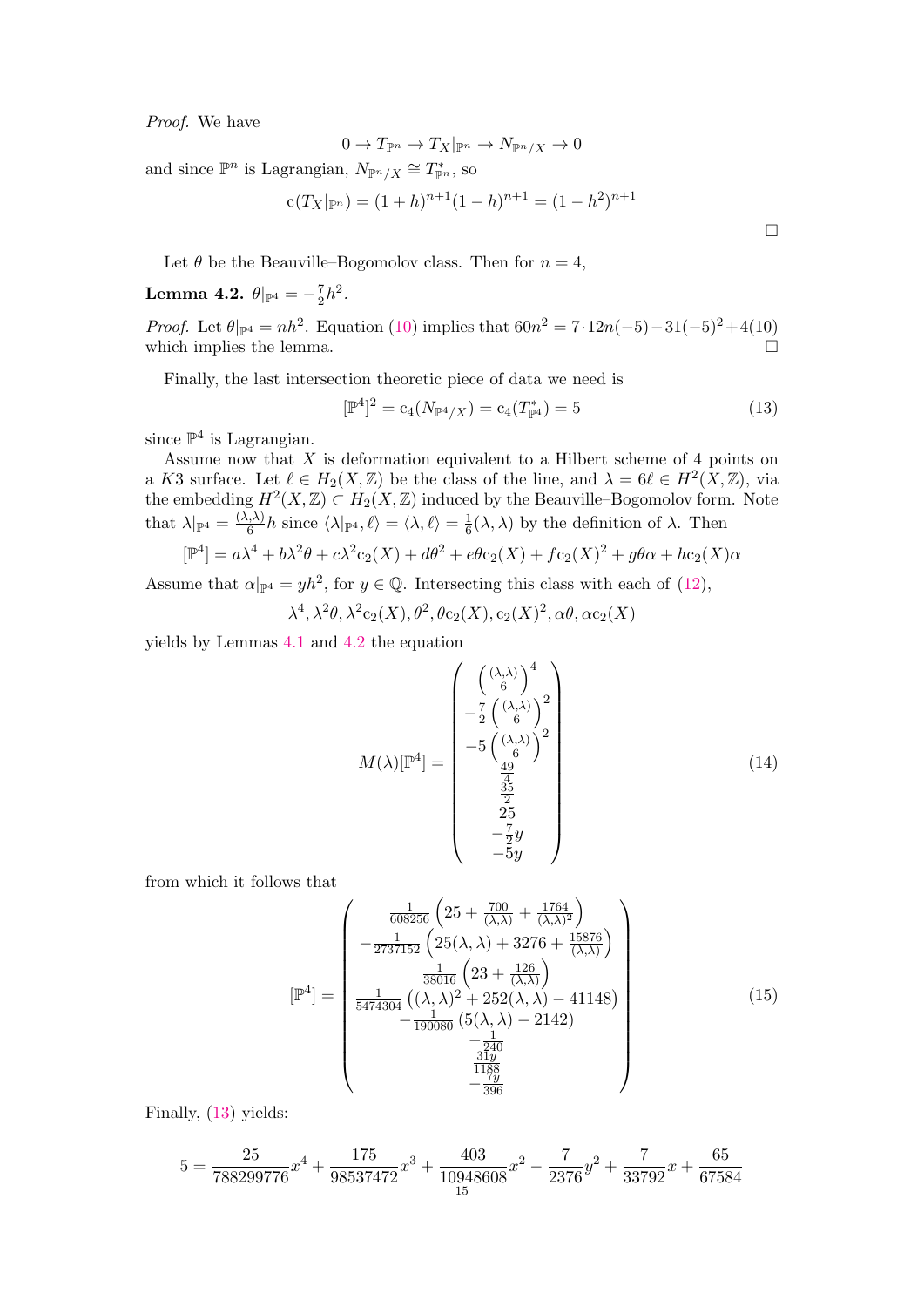*Proof.* We have

$$0 \to T_{\mathbb{P}^n} \to T_X|_{\mathbb{P}^n} \to N_{\mathbb{P}^n/X} \to 0$$

and since $\mathbb{P}^n$ is Lagrangian, $N_{\mathbb{P}^n/X} \cong T^*_{\mathbb{P}^n}$, so

$$\mathrm{c}(T_X|_{\mathbb{P}^n}) = (1+h)^{n+1}(1-h)^{n+1} = (1-h^2)^{n+1}$$

□

Let $\theta$ be the Beauville–Bogomolov class. Then for $n = 4$,

**Lemma 4.2.** $\theta|_{\mathbb{P}^4} = -\frac{7}{2}h^2$.

*Proof.* Let $\theta|_{\mathbb{P}^4} = nh^2$. Equation (10) implies that $60n^2 = 7 \cdot 12n(-5) - 31(-5)^2 + 4(10)$ which implies the lemma. □

Finally, the last intersection theoretic piece of data we need is

$$[\mathbb{P}^4]^2 = \mathrm{c}_4(N_{\mathbb{P}^4/X}) = \mathrm{c}_4(T^*_{\mathbb{P}^4}) = 5 \tag{13}$$

since $\mathbb{P}^4$ is Lagrangian.

Assume now that $X$ is deformation equivalent to a Hilbert scheme of 4 points on a $K3$ surface. Let $\ell \in H_2(X, \mathbb{Z})$ be the class of the line, and $\lambda = 6\ell \in H^2(X, \mathbb{Z})$, via the embedding $H^2(X, \mathbb{Z}) \subset H_2(X, \mathbb{Z})$ induced by the Beauville–Bogomolov form. Note that $\lambda|_{\mathbb{P}^4} = \frac{(\lambda,\lambda)}{6}h$ since $\langle \lambda|_{\mathbb{P}^4}, \ell\rangle = \langle \lambda, \ell \rangle = \frac{1}{6}(\lambda, \lambda)$ by the definition of $\lambda$. Then

$$[\mathbb{P}^4] = a\lambda^4 + b\lambda^2\theta + c\lambda^2\mathrm{c}_2(X) + d\theta^2 + e\theta\mathrm{c}_2(X) + f\mathrm{c}_2(X)^2 + g\theta\alpha + h\mathrm{c}_2(X)\alpha$$

Assume that $\alpha|_{\mathbb{P}^4} = yh^2$, for $y \in \mathbb{Q}$. Intersecting this class with each of (12),

$$\lambda^4, \lambda^2\theta, \lambda^2\mathrm{c}_2(X), \theta^2, \theta\mathrm{c}_2(X), \mathrm{c}_2(X)^2, \alpha\theta, \alpha\mathrm{c}_2(X)$$

yields by Lemmas 4.1 and 4.2 the equation

$$M(\lambda)[\mathbb{P}^4] = \begin{pmatrix} \left(\frac{(\lambda,\lambda)}{6}\right)^4 \\ -\frac{7}{2}\left(\frac{(\lambda,\lambda)}{6}\right)^2 \\ -5\left(\frac{(\lambda,\lambda)}{6}\right)^2 \\ \frac{49}{4} \\ \frac{35}{2} \\ 25 \\ -\frac{7}{2}y \\ -5y \end{pmatrix} \tag{14}$$

from which it follows that

$$[\mathbb{P}^4] = \begin{pmatrix} \frac{1}{608256}\left(25 + \frac{700}{(\lambda,\lambda)} + \frac{1764}{(\lambda,\lambda)^2}\right) \\ -\frac{1}{2737152}\left(25(\lambda,\lambda) + 3276 + \frac{15876}{(\lambda,\lambda)}\right) \\ \frac{1}{38016}\left(23 + \frac{126}{(\lambda,\lambda)}\right) \\ \frac{1}{5474304}\left((\lambda,\lambda)^2 + 252(\lambda,\lambda) - 41148\right) \\ -\frac{1}{190080}\left(5(\lambda,\lambda) - 2142\right) \\ -\frac{1}{240} \\ \frac{31y}{1188} \\ -\frac{7y}{396} \end{pmatrix} \tag{15}$$

Finally, (13) yields:

$$5 = \frac{25}{788299776}x^4 + \frac{175}{98537472}x^3 + \frac{403}{10948608}x^2 - \frac{7}{2376}y^2 + \frac{7}{33792}x + \frac{65}{67584}$$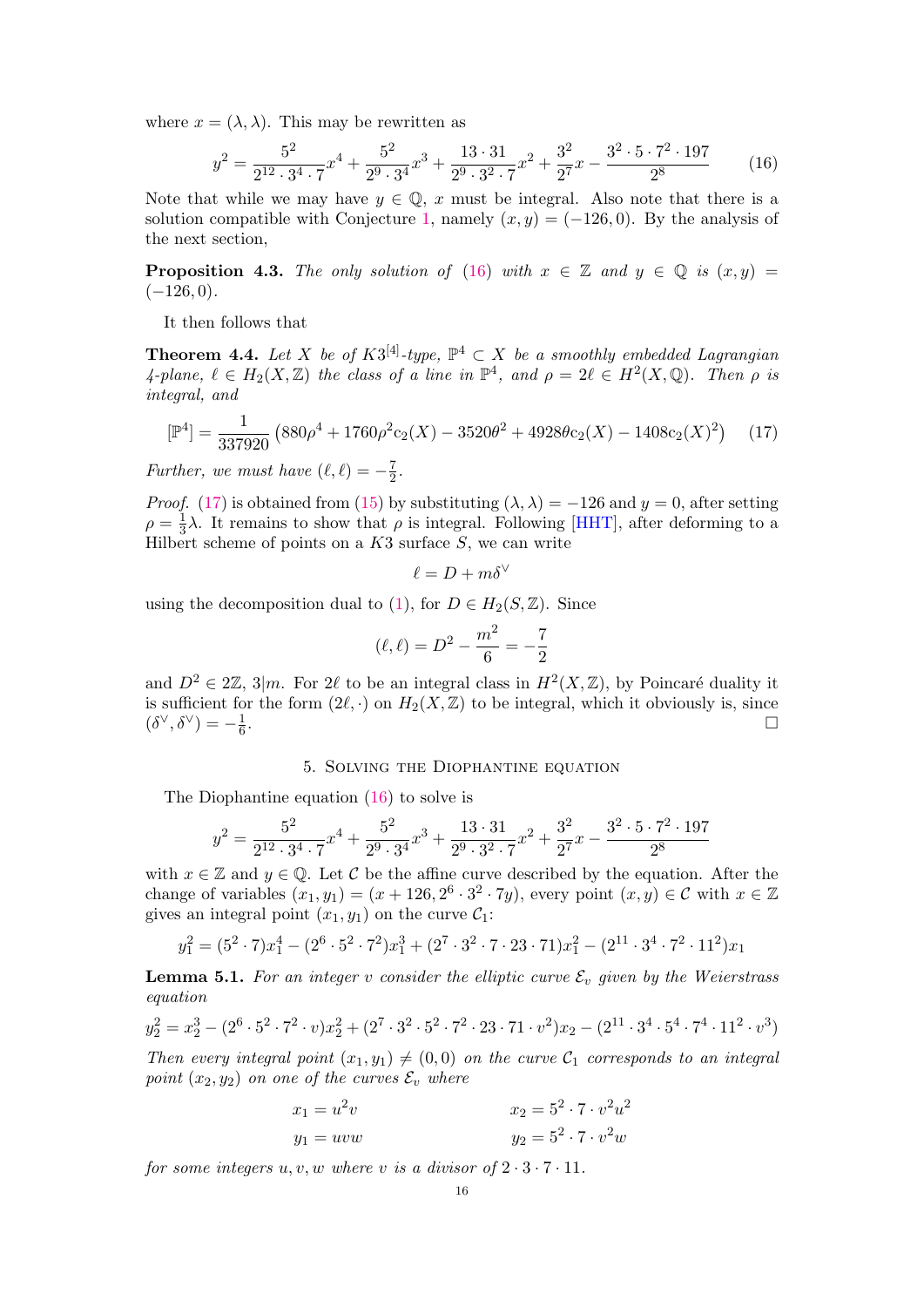where $x = (\lambda, \lambda)$. This may be rewritten as

$$y^2 = \frac{5^2}{2^{12} \cdot 3^4 \cdot 7}x^4 + \frac{5^2}{2^9 \cdot 3^4}x^3 + \frac{13 \cdot 31}{2^9 \cdot 3^2 \cdot 7}x^2 + \frac{3^2}{2^7}x - \frac{3^2 \cdot 5 \cdot 7^2 \cdot 197}{2^8} \tag{16}$$

Note that while we may have $y \in \mathbb{Q}$, $x$ must be integral. Also note that there is a solution compatible with Conjecture 1, namely $(x, y) = (-126, 0)$. By the analysis of the next section,

**Proposition 4.3.** *The only solution of (16) with $x \in \mathbb{Z}$ and $y \in \mathbb{Q}$ is $(x, y) = (-126, 0)$.*

It then follows that

**Theorem 4.4.** *Let $X$ be of $K3^{[4]}$-type, $\mathbb{P}^4 \subset X$ be a smoothly embedded Lagrangian 4-plane, $\ell \in H_2(X, \mathbb{Z})$ the class of a line in $\mathbb{P}^4$, and $\rho = 2\ell \in H^2(X, \mathbb{Q})$. Then $\rho$ is integral, and*

$$[\mathbb{P}^4] = \frac{1}{337920}\left(880\rho^4 + 1760\rho^2 c_2(X) - 3520\theta^2 + 4928\theta c_2(X) - 1408 c_2(X)^2\right) \tag{17}$$

*Further, we must have $(\ell, \ell) = -\frac{7}{2}$.*

*Proof.* (17) is obtained from (15) by substituting $(\lambda, \lambda) = -126$ and $y = 0$, after setting $\rho = \frac{1}{3}\lambda$. It remains to show that $\rho$ is integral. Following [HHT], after deforming to a Hilbert scheme of points on a $K3$ surface $S$, we can write

$$\ell = D + m\delta^\vee$$

using the decomposition dual to (1), for $D \in H_2(S, \mathbb{Z})$. Since

$$(\ell, \ell) = D^2 - \frac{m^2}{6} = -\frac{7}{2}$$

and $D^2 \in 2\mathbb{Z}$, $3|m$. For $2\ell$ to be an integral class in $H^2(X, \mathbb{Z})$, by Poincaré duality it is sufficient for the form $(2\ell, \cdot)$ on $H_2(X, \mathbb{Z})$ to be integral, which it obviously is, since $(\delta^\vee, \delta^\vee) = -\frac{1}{6}$. □

## 5. Solving the Diophantine equation

The Diophantine equation (16) to solve is

$$y^2 = \frac{5^2}{2^{12} \cdot 3^4 \cdot 7}x^4 + \frac{5^2}{2^9 \cdot 3^4}x^3 + \frac{13 \cdot 31}{2^9 \cdot 3^2 \cdot 7}x^2 + \frac{3^2}{2^7}x - \frac{3^2 \cdot 5 \cdot 7^2 \cdot 197}{2^8}$$

with $x \in \mathbb{Z}$ and $y \in \mathbb{Q}$. Let $\mathcal{C}$ be the affine curve described by the equation. After the change of variables $(x_1, y_1) = (x + 126, 2^6 \cdot 3^2 \cdot 7y)$, every point $(x, y) \in \mathcal{C}$ with $x \in \mathbb{Z}$ gives an integral point $(x_1, y_1)$ on the curve $\mathcal{C}_1$:

$$y_1^2 = (5^2 \cdot 7)x_1^4 - (2^6 \cdot 5^2 \cdot 7^2)x_1^3 + (2^7 \cdot 3^2 \cdot 7 \cdot 23 \cdot 71)x_1^2 - (2^{11} \cdot 3^4 \cdot 7^2 \cdot 11^2)x_1$$

**Lemma 5.1.** *For an integer $v$ consider the elliptic curve $\mathcal{E}_v$ given by the Weierstrass equation*

$$y_2^2 = x_2^3 - (2^6 \cdot 5^2 \cdot 7^2 \cdot v)x_2^2 + (2^7 \cdot 3^2 \cdot 5^2 \cdot 7^2 \cdot 23 \cdot 71 \cdot v^2)x_2 - (2^{11} \cdot 3^4 \cdot 5^4 \cdot 7^4 \cdot 11^2 \cdot v^3)$$

*Then every integral point $(x_1, y_1) \neq (0, 0)$ on the curve $\mathcal{C}_1$ corresponds to an integral point $(x_2, y_2)$ on one of the curves $\mathcal{E}_v$ where*

$$x_1 = u^2 v \qquad\qquad x_2 = 5^2 \cdot 7 \cdot v^2 u^2$$
$$y_1 = uvw \qquad\qquad y_2 = 5^2 \cdot 7 \cdot v^2 w$$

*for some integers $u, v, w$ where $v$ is a divisor of $2 \cdot 3 \cdot 7 \cdot 11$.*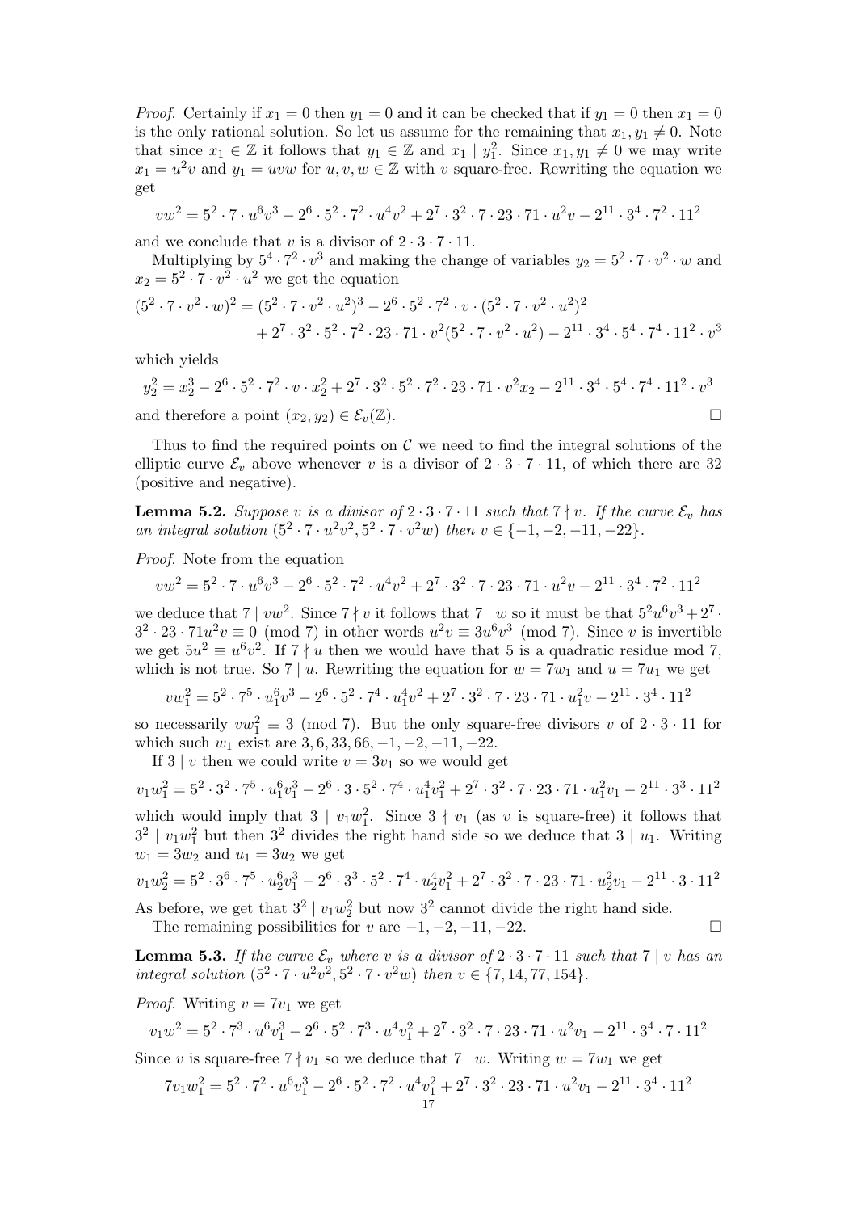*Proof.* Certainly if $x_1 = 0$ then $y_1 = 0$ and it can be checked that if $y_1 = 0$ then $x_1 = 0$ is the only rational solution. So let us assume for the remaining that $x_1, y_1 \neq 0$. Note that since $x_1 \in \mathbb{Z}$ it follows that $y_1 \in \mathbb{Z}$ and $x_1 \mid y_1^2$. Since $x_1, y_1 \neq 0$ we may write $x_1 = u^2 v$ and $y_1 = uvw$ for $u, v, w \in \mathbb{Z}$ with $v$ square-free. Rewriting the equation we get

$$vw^2 = 5^2 \cdot 7 \cdot u^6 v^3 - 2^6 \cdot 5^2 \cdot 7^2 \cdot u^4 v^2 + 2^7 \cdot 3^2 \cdot 7 \cdot 23 \cdot 71 \cdot u^2 v - 2^{11} \cdot 3^4 \cdot 7^2 \cdot 11^2$$

and we conclude that $v$ is a divisor of $2 \cdot 3 \cdot 7 \cdot 11$.

Multiplying by $5^4 \cdot 7^2 \cdot v^3$ and making the change of variables $y_2 = 5^2 \cdot 7 \cdot v^2 \cdot w$ and $x_2 = 5^2 \cdot 7 \cdot v^2 \cdot u^2$ we get the equation

$$(5^2 \cdot 7 \cdot v^2 \cdot w)^2 = (5^2 \cdot 7 \cdot v^2 \cdot u^2)^3 - 2^6 \cdot 5^2 \cdot 7^2 \cdot v \cdot (5^2 \cdot 7 \cdot v^2 \cdot u^2)^2 + 2^7 \cdot 3^2 \cdot 5^2 \cdot 7^2 \cdot 23 \cdot 71 \cdot v^2 (5^2 \cdot 7 \cdot v^2 \cdot u^2) - 2^{11} \cdot 3^4 \cdot 5^4 \cdot 7^4 \cdot 11^2 \cdot v^3$$

which yields

$$y_2^2 = x_2^3 - 2^6 \cdot 5^2 \cdot 7^2 \cdot v \cdot x_2^2 + 2^7 \cdot 3^2 \cdot 5^2 \cdot 7^2 \cdot 23 \cdot 71 \cdot v^2 x_2 - 2^{11} \cdot 3^4 \cdot 5^4 \cdot 7^4 \cdot 11^2 \cdot v^3$$

and therefore a point $(x_2, y_2) \in \mathcal{E}_v(\mathbb{Z})$. $\square$

Thus to find the required points on $\mathcal{C}$ we need to find the integral solutions of the elliptic curve $\mathcal{E}_v$ above whenever $v$ is a divisor of $2 \cdot 3 \cdot 7 \cdot 11$, of which there are 32 (positive and negative).

**Lemma 5.2.** *Suppose $v$ is a divisor of $2 \cdot 3 \cdot 7 \cdot 11$ such that $7 \nmid v$. If the curve $\mathcal{E}_v$ has an integral solution $(5^2 \cdot 7 \cdot u^2 v^2, 5^2 \cdot 7 \cdot v^2 w)$ then $v \in \{-1, -2, -11, -22\}$.*

*Proof.* Note from the equation

$$vw^2 = 5^2 \cdot 7 \cdot u^6 v^3 - 2^6 \cdot 5^2 \cdot 7^2 \cdot u^4 v^2 + 2^7 \cdot 3^2 \cdot 7 \cdot 23 \cdot 71 \cdot u^2 v - 2^{11} \cdot 3^4 \cdot 7^2 \cdot 11^2$$

we deduce that $7 \mid vw^2$. Since $7 \nmid v$ it follows that $7 \mid w$ so it must be that $5^2 u^6 v^3 + 2^7 \cdot 3^2 \cdot 23 \cdot 71 u^2 v \equiv 0 \pmod 7$ in other words $u^2 v \equiv 3u^6 v^3 \pmod 7$. Since $v$ is invertible we get $5u^2 \equiv u^6 v^2$. If $7 \nmid u$ then we would have that 5 is a quadratic residue mod 7, which is not true. So $7 \mid u$. Rewriting the equation for $w = 7w_1$ and $u = 7u_1$ we get

$$vw_1^2 = 5^2 \cdot 7^5 \cdot u_1^6 v^3 - 2^6 \cdot 5^2 \cdot 7^4 \cdot u_1^4 v^2 + 2^7 \cdot 3^2 \cdot 7 \cdot 23 \cdot 71 \cdot u_1^2 v - 2^{11} \cdot 3^4 \cdot 11^2$$

so necessarily $vw_1^2 \equiv 3 \pmod 7$. But the only square-free divisors $v$ of $2 \cdot 3 \cdot 11$ for which such $w_1$ exist are $3, 6, 33, 66, -1, -2, -11, -22$.

If $3 \mid v$ then we could write $v = 3v_1$ so we would get

$$v_1 w_1^2 = 5^2 \cdot 3^2 \cdot 7^5 \cdot u_1^6 v_1^3 - 2^6 \cdot 3 \cdot 5^2 \cdot 7^4 \cdot u_1^4 v_1^2 + 2^7 \cdot 3^2 \cdot 7 \cdot 23 \cdot 71 \cdot u_1^2 v_1 - 2^{11} \cdot 3^3 \cdot 11^2$$

which would imply that $3 \mid v_1 w_1^2$. Since $3 \nmid v_1$ (as $v$ is square-free) it follows that $3^2 \mid v_1 w_1^2$ but then $3^2$ divides the right hand side so we deduce that $3 \mid u_1$. Writing $w_1 = 3w_2$ and $u_1 = 3u_2$ we get

$$v_1 w_2^2 = 5^2 \cdot 3^6 \cdot 7^5 \cdot u_2^6 v_1^3 - 2^6 \cdot 3^3 \cdot 5^2 \cdot 7^4 \cdot u_2^4 v_1^2 + 2^7 \cdot 3^2 \cdot 7 \cdot 23 \cdot 71 \cdot u_2^2 v_1 - 2^{11} \cdot 3 \cdot 11^2$$

As before, we get that $3^2 \mid v_1 w_2^2$ but now $3^2$ cannot divide the right hand side.

The remaining possibilities for $v$ are $-1, -2, -11, -22$. $\square$

**Lemma 5.3.** *If the curve $\mathcal{E}_v$ where $v$ is a divisor of $2 \cdot 3 \cdot 7 \cdot 11$ such that $7 \mid v$ has an integral solution $(5^2 \cdot 7 \cdot u^2 v^2, 5^2 \cdot 7 \cdot v^2 w)$ then $v \in \{7, 14, 77, 154\}$.*

*Proof.* Writing $v = 7v_1$ we get

$$v_1 w^2 = 5^2 \cdot 7^3 \cdot u^6 v_1^3 - 2^6 \cdot 5^2 \cdot 7^3 \cdot u^4 v_1^2 + 2^7 \cdot 3^2 \cdot 7 \cdot 23 \cdot 71 \cdot u^2 v_1 - 2^{11} \cdot 3^4 \cdot 7 \cdot 11^2$$

Since $v$ is square-free $7 \nmid v_1$ so we deduce that $7 \mid w$. Writing $w = 7w_1$ we get

$$7v_1 w_1^2 = 5^2 \cdot 7^2 \cdot u^6 v_1^3 - 2^6 \cdot 5^2 \cdot 7^2 \cdot u^4 v_1^2 + 2^7 \cdot 3^2 \cdot 23 \cdot 71 \cdot u^2 v_1 - 2^{11} \cdot 3^4 \cdot 11^2$$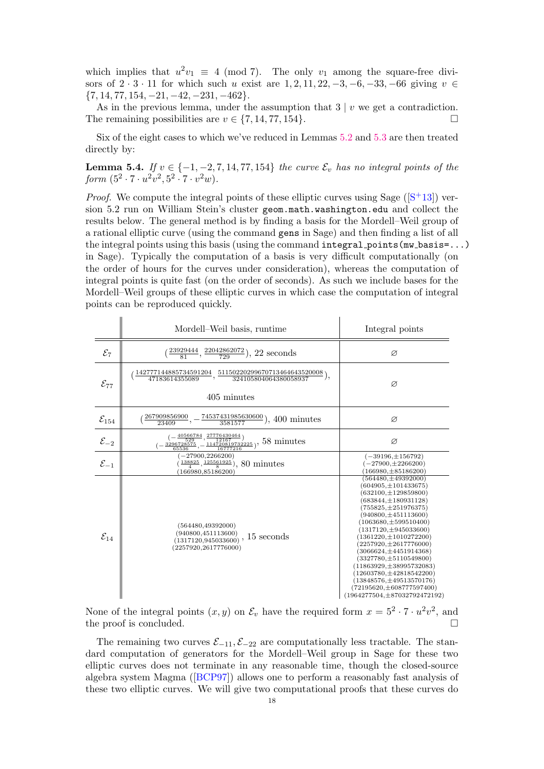which implies that $u^2 v_1 \equiv 4 \pmod 7$. The only $v_1$ among the square-free divisors of $2 \cdot 3 \cdot 11$ for which such $u$ exist are $1, 2, 11, 22, -3, -6, -33, -66$ giving $v \in \{7, 14, 77, 154, -21, -42, -231, -462\}$.

As in the previous lemma, under the assumption that $3 \mid v$ we get a contradiction. The remaining possibilities are $v \in \{7, 14, 77, 154\}$. □

Six of the eight cases to which we've reduced in Lemmas 5.2 and 5.3 are then treated directly by:

**Lemma 5.4.** *If $v \in \{-1, -2, 7, 14, 77, 154\}$ the curve $\mathcal{E}_v$ has no integral points of the form $(5^2 \cdot 7 \cdot u^2 v^2, 5^2 \cdot 7 \cdot v^2 w)$.*

*Proof.* We compute the integral points of these elliptic curves using Sage ([S+13]) version 5.2 run on William Stein's cluster `geom.math.washington.edu` and collect the results below. The general method is by finding a basis for the Mordell–Weil group of a rational elliptic curve (using the command `gens` in Sage) and then finding a list of all the integral points using this basis (using the command `integral_points(mw_basis=...)` in Sage). Typically the computation of a basis is very difficult computationally (on the order of hours for the curves under consideration), whereas the computation of integral points is quite fast (on the order of seconds). As such we include bases for the Mordell–Weil groups of these elliptic curves in which case the computation of integral points can be reproduced quickly.

| | Mordell–Weil basis, runtime | Integral points |
|---|---|---|
| $\mathcal{E}_7$ | $(\frac{23929444}{81}, \frac{22042862072}{729})$, 22 seconds | $\varnothing$ |
| $\mathcal{E}_{77}$ | $(\frac{142777144885734591204}{47183614355089}, \frac{511502202996707134646643520008}{324105804064380058937})$, 405 minutes | $\varnothing$ |
| $\mathcal{E}_{154}$ | $(\frac{267909856900}{23409}, -\frac{745374319856306000}{3581577})$, 400 minutes | $\varnothing$ |
| $\mathcal{E}_{-2}$ | $(-\frac{40566784}{529}, \frac{27776430464}{12167})$, $(-\frac{3296728575}{65536}, -\frac{114720819732225}{16777216})$, 58 minutes | $\varnothing$ |
| $\mathcal{E}_{-1}$ | $(-27900, 2266200)$, $(\frac{138825}{4}, \frac{125561925}{8})$, $(166980, 85186200)$, 80 minutes | $(-39196, \pm 156792)$, $(-27900, \pm 2266200)$, $(166980, \pm 85186200)$ |
| $\mathcal{E}_{14}$ | $(564480, 49392000)$, $(940800, 451113600)$, $(1317120, 945033600)$, $(2257920, 2617776000)$, 15 seconds | $(564480, \pm 49392000)$, $(604905, \pm 101433675)$, $(632100, \pm 129859800)$, $(683844, \pm 180931128)$, $(755825, \pm 251976375)$, $(940800, \pm 451113600)$, $(1063680, \pm 599510400)$, $(1317120, \pm 945033600)$, $(1361220, \pm 1010272200)$, $(2257920, \pm 2617776000)$, $(3066624, \pm 4451914368)$, $(3327780, \pm 5110549800)$, $(11863929, \pm 38995732083)$, $(12603780, \pm 42818542200)$, $(13848576, \pm 49513570176)$, $(72195620, \pm 608777597400)$, $(1964277504, \pm 87032792472192)$ |

None of the integral points $(x, y)$ on $\mathcal{E}_v$ have the required form $x = 5^2 \cdot 7 \cdot u^2 v^2$, and the proof is concluded. □

The remaining two curves $\mathcal{E}_{-11}, \mathcal{E}_{-22}$ are computationally less tractable. The standard computation of generators for the Mordell–Weil group in Sage for these two elliptic curves does not terminate in any reasonable time, though the closed-source algebra system Magma ([BCP97]) allows one to perform a reasonably fast analysis of these two elliptic curves. We will give two computational proofs that these curves do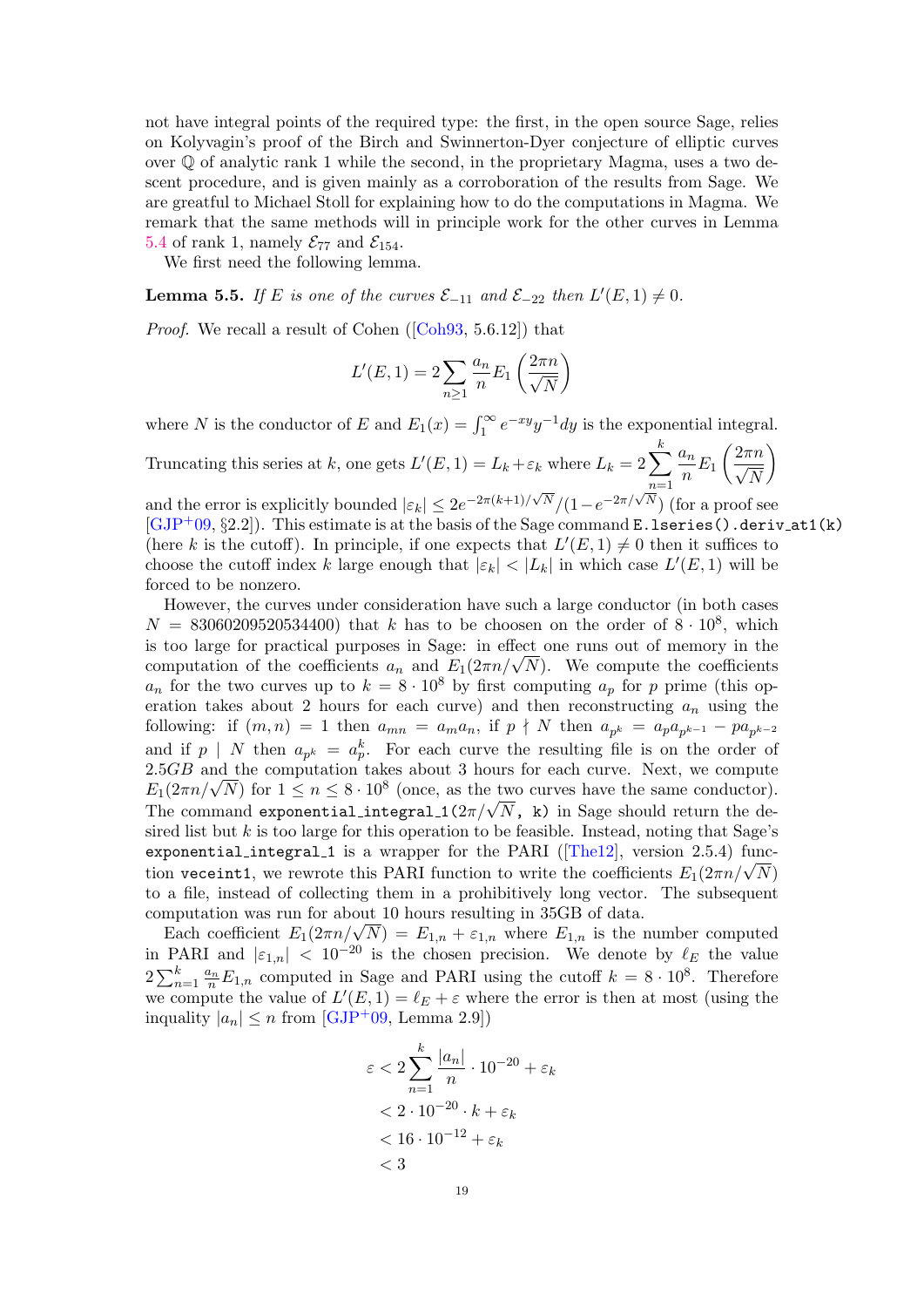not have integral points of the required type: the first, in the open source Sage, relies on Kolyvagin's proof of the Birch and Swinnerton-Dyer conjecture of elliptic curves over $\mathbb{Q}$ of analytic rank 1 while the second, in the proprietary Magma, uses a two descent procedure, and is given mainly as a corroboration of the results from Sage. We are greatful to Michael Stoll for explaining how to do the computations in Magma. We remark that the same methods will in principle work for the other curves in Lemma 5.4 of rank 1, namely $\mathcal{E}_{77}$ and $\mathcal{E}_{154}$.

We first need the following lemma.

**Lemma 5.5.** *If $E$ is one of the curves $\mathcal{E}_{-11}$ and $\mathcal{E}_{-22}$ then $L'(E,1) \neq 0$.*

*Proof.* We recall a result of Cohen ([Coh93, 5.6.12]) that

$$L'(E,1) = 2\sum_{n\geq 1} \frac{a_n}{n} E_1\left(\frac{2\pi n}{\sqrt{N}}\right)$$

where $N$ is the conductor of $E$ and $E_1(x) = \int_1^\infty e^{-xy} y^{-1} dy$ is the exponential integral. Truncating this series at $k$, one gets $L'(E,1) = L_k + \varepsilon_k$ where $L_k = 2\sum_{n=1}^{k} \frac{a_n}{n} E_1\left(\frac{2\pi n}{\sqrt{N}}\right)$ and the error is explicitly bounded $|\varepsilon_k| \leq 2e^{-2\pi(k+1)/\sqrt{N}}/(1-e^{-2\pi/\sqrt{N}})$ (for a proof see [GJP+09, §2.2]). This estimate is at the basis of the Sage command `E.lseries().deriv_at1(k)` (here $k$ is the cutoff). In principle, if one expects that $L'(E,1) \neq 0$ then it suffices to choose the cutoff index $k$ large enough that $|\varepsilon_k| < |L_k|$ in which case $L'(E,1)$ will be forced to be nonzero.

However, the curves under consideration have such a large conductor (in both cases $N = 83060209520534400$) that $k$ has to be choosen on the order of $8 \cdot 10^8$, which is too large for practical purposes in Sage: in effect one runs out of memory in the computation of the coefficients $a_n$ and $E_1(2\pi n/\sqrt{N})$. We compute the coefficients $a_n$ for the two curves up to $k = 8 \cdot 10^8$ by first computing $a_p$ for $p$ prime (this operation takes about 2 hours for each curve) and then reconstructing $a_n$ using the following: if $(m,n) = 1$ then $a_{mn} = a_m a_n$, if $p \nmid N$ then $a_{p^k} = a_p a_{p^{k-1}} - p a_{p^{k-2}}$ and if $p \mid N$ then $a_{p^k} = a_p^k$. For each curve the resulting file is on the order of $2.5GB$ and the computation takes about 3 hours for each curve. Next, we compute $E_1(2\pi n/\sqrt{N})$ for $1 \leq n \leq 8 \cdot 10^8$ (once, as the two curves have the same conductor). The command `exponential_integral_1`$(2\pi/\sqrt{N}$`, k)` in Sage should return the desired list but $k$ is too large for this operation to be feasible. Instead, noting that Sage's `exponential_integral_1` is a wrapper for the PARI ([The12], version 2.5.4) function `veceint1`, we rewrote this PARI function to write the coefficients $E_1(2\pi n/\sqrt{N})$ to a file, instead of collecting them in a prohibitively long vector. The subsequent computation was run for about 10 hours resulting in 35GB of data.

Each coefficient $E_1(2\pi n/\sqrt{N}) = E_{1,n} + \varepsilon_{1,n}$ where $E_{1,n}$ is the number computed in PARI and $|\varepsilon_{1,n}| < 10^{-20}$ is the chosen precision. We denote by $\ell_E$ the value $2\sum_{n=1}^{k} \frac{a_n}{n} E_{1,n}$ computed in Sage and PARI using the cutoff $k = 8 \cdot 10^8$. Therefore we compute the value of $L'(E,1) = \ell_E + \varepsilon$ where the error is then at most (using the inequality $|a_n| \leq n$ from [GJP+09, Lemma 2.9])

$$\begin{aligned}
\varepsilon &< 2\sum_{n=1}^{k} \frac{|a_n|}{n} \cdot 10^{-20} + \varepsilon_k \\
&< 2 \cdot 10^{-20} \cdot k + \varepsilon_k \\
&< 16 \cdot 10^{-12} + \varepsilon_k \\
&< 3
\end{aligned}$$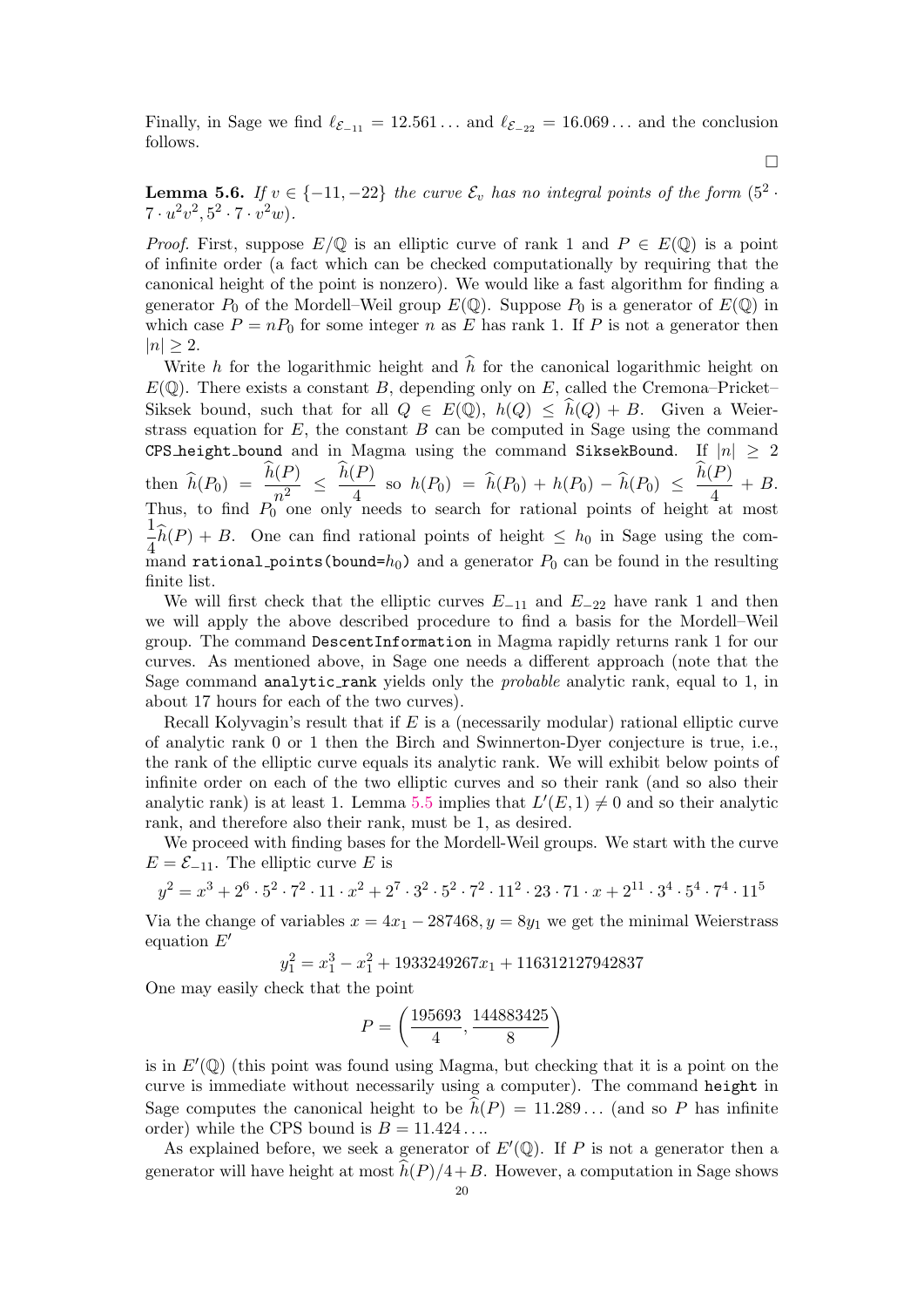Finally, in Sage we find $\ell_{\mathcal{E}_{-11}} = 12.561\ldots$ and $\ell_{\mathcal{E}_{-22}} = 16.069\ldots$ and the conclusion follows.

$\square$

**Lemma 5.6.** *If $v \in \{-11, -22\}$ the curve $\mathcal{E}_v$ has no integral points of the form $(5^2 \cdot 7 \cdot u^2 v^2, 5^2 \cdot 7 \cdot v^2 w)$.*

*Proof.* First, suppose $E/\mathbb{Q}$ is an elliptic curve of rank 1 and $P \in E(\mathbb{Q})$ is a point of infinite order (a fact which can be checked computationally by requiring that the canonical height of the point is nonzero). We would like a fast algorithm for finding a generator $P_0$ of the Mordell–Weil group $E(\mathbb{Q})$. Suppose $P_0$ is a generator of $E(\mathbb{Q})$ in which case $P = nP_0$ for some integer $n$ as $E$ has rank 1. If $P$ is not a generator then $|n| \geq 2$.

Write $h$ for the logarithmic height and $\widehat{h}$ for the canonical logarithmic height on $E(\mathbb{Q})$. There exists a constant $B$, depending only on $E$, called the Cremona–Pricket–Siksek bound, such that for all $Q \in E(\mathbb{Q})$, $h(Q) \leq \widehat{h}(Q) + B$. Given a Weierstrass equation for $E$, the constant $B$ can be computed in Sage using the command `CPS_height_bound` and in Magma using the command `SiksekBound`. If $|n| \geq 2$ then $\widehat{h}(P_0) = \dfrac{\widehat{h}(P)}{n^2} \leq \dfrac{\widehat{h}(P)}{4}$ so $h(P_0) = \widehat{h}(P_0) + h(P_0) - \widehat{h}(P_0) \leq \dfrac{\widehat{h}(P)}{4} + B$. Thus, to find $P_0$ one only needs to search for rational points of height at most $\dfrac{1}{4}\widehat{h}(P) + B$. One can find rational points of height $\leq h_0$ in Sage using the command `rational_points(bound=`$h_0$`)` and a generator $P_0$ can be found in the resulting finite list.

We will first check that the elliptic curves $E_{-11}$ and $E_{-22}$ have rank 1 and then we will apply the above described procedure to find a basis for the Mordell–Weil group. The command `DescentInformation` in Magma rapidly returns rank 1 for our curves. As mentioned above, in Sage one needs a different approach (note that the Sage command `analytic_rank` yields only the *probable* analytic rank, equal to 1, in about 17 hours for each of the two curves).

Recall Kolyvagin's result that if $E$ is a (necessarily modular) rational elliptic curve of analytic rank 0 or 1 then the Birch and Swinnerton-Dyer conjecture is true, i.e., the rank of the elliptic curve equals its analytic rank. We will exhibit below points of infinite order on each of the two elliptic curves and so their rank (and so also their analytic rank) is at least 1. Lemma 5.5 implies that $L'(E, 1) \neq 0$ and so their analytic rank, and therefore also their rank, must be 1, as desired.

We proceed with finding bases for the Mordell-Weil groups. We start with the curve $E = \mathcal{E}_{-11}$. The elliptic curve $E$ is

$$y^2 = x^3 + 2^6 \cdot 5^2 \cdot 7^2 \cdot 11 \cdot x^2 + 2^7 \cdot 3^2 \cdot 5^2 \cdot 7^2 \cdot 11^2 \cdot 23 \cdot 71 \cdot x + 2^{11} \cdot 3^4 \cdot 5^4 \cdot 7^4 \cdot 11^5$$

Via the change of variables $x = 4x_1 - 287468, y = 8y_1$ we get the minimal Weierstrass equation $E'$

$$y_1^2 = x_1^3 - x_1^2 + 1933249267x_1 + 116312127942837$$

One may easily check that the point

$$P = \left(\frac{195693}{4}, \frac{144883425}{8}\right)$$

is in $E'(\mathbb{Q})$ (this point was found using Magma, but checking that it is a point on the curve is immediate without necessarily using a computer). The command `height` in Sage computes the canonical height to be $\widehat{h}(P) = 11.289\ldots$ (and so $P$ has infinite order) while the CPS bound is $B = 11.424\ldots$.

As explained before, we seek a generator of $E'(\mathbb{Q})$. If $P$ is not a generator then a generator will have height at most $\widehat{h}(P)/4 + B$. However, a computation in Sage shows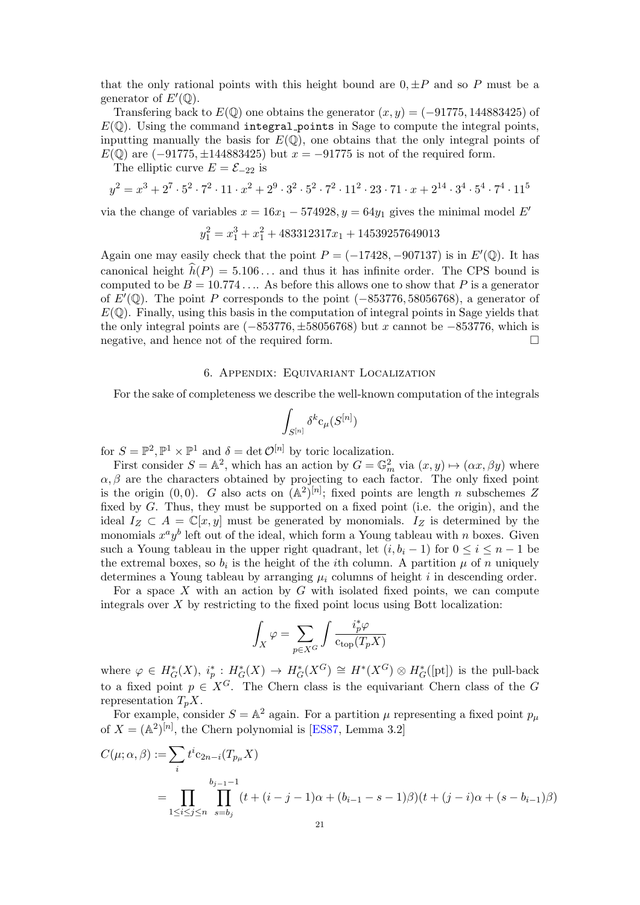that the only rational points with this height bound are $0, \pm P$ and so $P$ must be a generator of $E'(\mathbb{Q})$.

Transfering back to $E(\mathbb{Q})$ one obtains the generator $(x, y) = (-91775, 144883425)$ of $E(\mathbb{Q})$. Using the command `integral_points` in Sage to compute the integral points, inputting manually the basis for $E(\mathbb{Q})$, one obtains that the only integral points of $E(\mathbb{Q})$ are $(-91775, \pm 144883425)$ but $x = -91775$ is not of the required form.

The elliptic curve $E = \mathcal{E}_{-22}$ is

$$y^2 = x^3 + 2^7 \cdot 5^2 \cdot 7^2 \cdot 11 \cdot x^2 + 2^9 \cdot 3^2 \cdot 5^2 \cdot 7^2 \cdot 11^2 \cdot 23 \cdot 71 \cdot x + 2^{14} \cdot 3^4 \cdot 5^4 \cdot 7^4 \cdot 11^5$$

via the change of variables $x = 16x_1 - 574928, y = 64y_1$ gives the minimal model $E'$

$$y_1^2 = x_1^3 + x_1^2 + 483312317x_1 + 14539257649013$$

Again one may easily check that the point $P = (-17428, -907137)$ is in $E'(\mathbb{Q})$. It has canonical height $\widehat{h}(P) = 5.106\ldots$ and thus it has infinite order. The CPS bound is computed to be $B = 10.774\ldots$. As before this allows one to show that $P$ is a generator of $E'(\mathbb{Q})$. The point $P$ corresponds to the point $(-853776, 58056768)$, a generator of $E(\mathbb{Q})$. Finally, using this basis in the computation of integral points in Sage yields that the only integral points are $(-853776, \pm 58056768)$ but $x$ cannot be $-853776$, which is negative, and hence not of the required form. □

## 6. Appendix: Equivariant Localization

For the sake of completeness we describe the well-known computation of the integrals

$$\int_{S^{[n]}} \delta^k c_\mu(S^{[n]})$$

for $S = \mathbb{P}^2, \mathbb{P}^1 \times \mathbb{P}^1$ and $\delta = \det \mathcal{O}^{[n]}$ by toric localization.

First consider $S = \mathbb{A}^2$, which has an action by $G = \mathbb{G}_m^2$ via $(x, y) \mapsto (\alpha x, \beta y)$ where $\alpha, \beta$ are the characters obtained by projecting to each factor. The only fixed point is the origin $(0, 0)$. $G$ also acts on $(\mathbb{A}^2)^{[n]}$; fixed points are length $n$ subschemes $Z$ fixed by $G$. Thus, they must be supported on a fixed point (i.e. the origin), and the ideal $I_Z \subset A = \mathbb{C}[x, y]$ must be generated by monomials. $I_Z$ is determined by the monomials $x^a y^b$ left out of the ideal, which form a Young tableau with $n$ boxes. Given such a Young tableau in the upper right quadrant, let $(i, b_i - 1)$ for $0 \le i \le n-1$ be the extremal boxes, so $b_i$ is the height of the $i$th column. A partition $\mu$ of $n$ uniquely determines a Young tableau by arranging $\mu_i$ columns of height $i$ in descending order.

For a space $X$ with an action by $G$ with isolated fixed points, we can compute integrals over $X$ by restricting to the fixed point locus using Bott localization:

$$\int_X \varphi = \sum_{p \in X^G} \int \frac{i_p^* \varphi}{c_{\mathrm{top}}(T_p X)}$$

where $\varphi \in H_G^*(X)$, $i_p^* : H_G^*(X) \to H_G^*(X^G) \cong H^*(X^G) \otimes H_G^*([\mathrm{pt}])$ is the pull-back to a fixed point $p \in X^G$. The Chern class is the equivariant Chern class of the $G$ representation $T_p X$.

For example, consider $S = \mathbb{A}^2$ again. For a partition $\mu$ representing a fixed point $p_\mu$ of $X = (\mathbb{A}^2)^{[n]}$, the Chern polynomial is [ES87, Lemma 3.2]

$$\begin{aligned} C(\mu; \alpha, \beta) &:= \sum_i t^i c_{2n-i}(T_{p_\mu} X) \\ &= \prod_{1 \le i \le j \le n} \prod_{s=b_j}^{b_{j-1}-1} (t + (i-j-1)\alpha + (b_{i-1} - s - 1)\beta)(t + (j-i)\alpha + (s - b_{i-1})\beta) \end{aligned}$$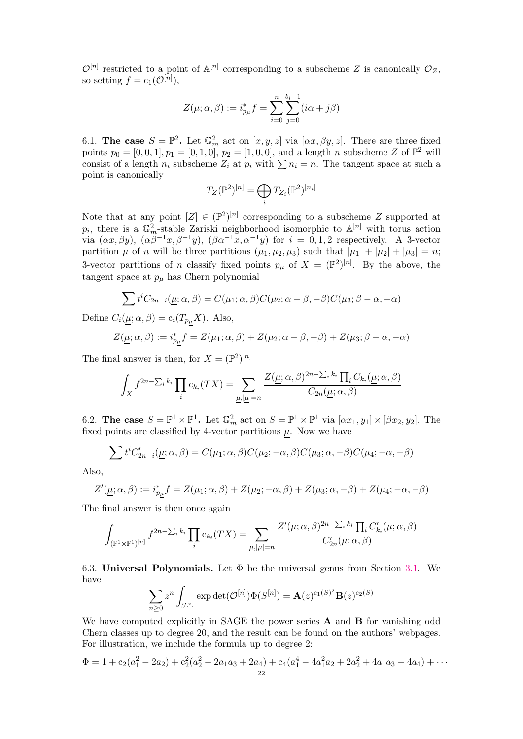$\mathcal{O}^{[n]}$ restricted to a point of $\mathbb{A}^{[n]}$ corresponding to a subscheme $Z$ is canonically $\mathcal{O}_Z$, so setting $f = \mathrm{c}_1(\mathcal{O}^{[n]})$,

$$Z(\mu; \alpha, \beta) := i_{p_\mu}^* f = \sum_{i=0}^{n} \sum_{j=0}^{b_i - 1} (i\alpha + j\beta)$$

6.1. **The case $S = \mathbb{P}^2$.** Let $\mathbb{G}_m^2$ act on $[x, y, z]$ via $[\alpha x, \beta y, z]$. There are three fixed points $p_0 = [0, 0, 1], p_1 = [0, 1, 0]$, $p_2 = [1, 0, 0]$, and a length $n$ subscheme $Z$ of $\mathbb{P}^2$ will consist of a length $n_i$ subscheme $Z_i$ at $p_i$ with $\sum n_i = n$. The tangent space at such a point is canonically

$$T_Z(\mathbb{P}^2)^{[n]} = \bigoplus_i T_{Z_i}(\mathbb{P}^2)^{[n_i]}$$

Note that at any point $[Z] \in (\mathbb{P}^2)^{[n]}$ corresponding to a subscheme $Z$ supported at $p_i$, there is a $\mathbb{G}_m^2$-stable Zariski neighborhood isomorphic to $\mathbb{A}^{[n]}$ with torus action via $(\alpha x, \beta y)$, $(\alpha\beta^{-1}x, \beta^{-1}y)$, $(\beta\alpha^{-1}x, \alpha^{-1}y)$ for $i = 0, 1, 2$ respectively. A 3-vector partition $\underline{\mu}$ of $n$ will be three partitions $(\mu_1, \mu_2, \mu_3)$ such that $|\mu_1| + |\mu_2| + |\mu_3| = n$; 3-vector partitions of $n$ classify fixed points $p_{\underline{\mu}}$ of $X = (\mathbb{P}^2)^{[n]}$. By the above, the tangent space at $p_{\underline{\mu}}$ has Chern polynomial

$$\sum t^i C_{2n-i}(\underline{\mu}; \alpha, \beta) = C(\mu_1; \alpha, \beta) C(\mu_2; \alpha - \beta, -\beta) C(\mu_3; \beta - \alpha, -\alpha)$$

Define $C_i(\underline{\mu}; \alpha, \beta) = \mathrm{c}_i(T_{p_{\underline{\mu}}} X)$. Also,

$$Z(\underline{\mu}; \alpha, \beta) := i_{p_{\underline{\mu}}}^* f = Z(\mu_1; \alpha, \beta) + Z(\mu_2; \alpha - \beta, -\beta) + Z(\mu_3; \beta - \alpha, -\alpha)$$

The final answer is then, for $X = (\mathbb{P}^2)^{[n]}$

$$\int_X f^{2n - \sum_i k_i} \prod_i \mathrm{c}_{k_i}(TX) = \sum_{\underline{\mu}, |\underline{\mu}| = n} \frac{Z(\underline{\mu}; \alpha, \beta)^{2n - \sum_i k_i} \prod_i C_{k_i}(\underline{\mu}; \alpha, \beta)}{C_{2n}(\underline{\mu}; \alpha, \beta)}$$

6.2. **The case $S = \mathbb{P}^1 \times \mathbb{P}^1$.** Let $\mathbb{G}_m^2$ act on $S = \mathbb{P}^1 \times \mathbb{P}^1$ via $[\alpha x_1, y_1] \times [\beta x_2, y_2]$. The fixed points are classified by 4-vector partitions $\underline{\mu}$. Now we have

$$\sum t^i C'_{2n-i}(\underline{\mu}; \alpha, \beta) = C(\mu_1; \alpha, \beta) C(\mu_2; -\alpha, \beta) C(\mu_3; \alpha, -\beta) C(\mu_4; -\alpha, -\beta)$$

Also,

$$Z'(\underline{\mu}; \alpha, \beta) := i_{p_{\underline{\mu}}}^* f = Z(\mu_1; \alpha, \beta) + Z(\mu_2; -\alpha, \beta) + Z(\mu_3; \alpha, -\beta) + Z(\mu_4; -\alpha, -\beta)$$

The final answer is then once again

$$\int_{(\mathbb{P}^1 \times \mathbb{P}^1)^{[n]}} f^{2n - \sum_i k_i} \prod_i \mathrm{c}_{k_i}(TX) = \sum_{\underline{\mu}, |\underline{\mu}| = n} \frac{Z'(\underline{\mu}; \alpha, \beta)^{2n - \sum_i k_i} \prod_i C'_{k_i}(\underline{\mu}; \alpha, \beta)}{C'_{2n}(\underline{\mu}; \alpha, \beta)}$$

6.3. **Universal Polynomials.** Let $\Phi$ be the universal genus from Section 3.1. We have

$$\sum_{n \geq 0} z^n \int_{S^{[n]}} \exp \det(\mathcal{O}^{[n]}) \Phi(S^{[n]}) = \mathbf{A}(z)^{\mathrm{c}_1(S)^2} \mathbf{B}(z)^{\mathrm{c}_2(S)}$$

We have computed explicitly in SAGE the power series $\mathbf{A}$ and $\mathbf{B}$ for vanishing odd Chern classes up to degree 20, and the result can be found on the authors' webpages. For illustration, we include the formula up to degree 2:

$$\Phi = 1 + \mathrm{c}_2(a_1^2 - 2a_2) + \mathrm{c}_2^2(a_2^2 - 2a_1 a_3 + 2a_4) + \mathrm{c}_4(a_1^4 - 4a_1^2 a_2 + 2a_2^2 + 4a_1 a_3 - 4a_4) + \cdots$$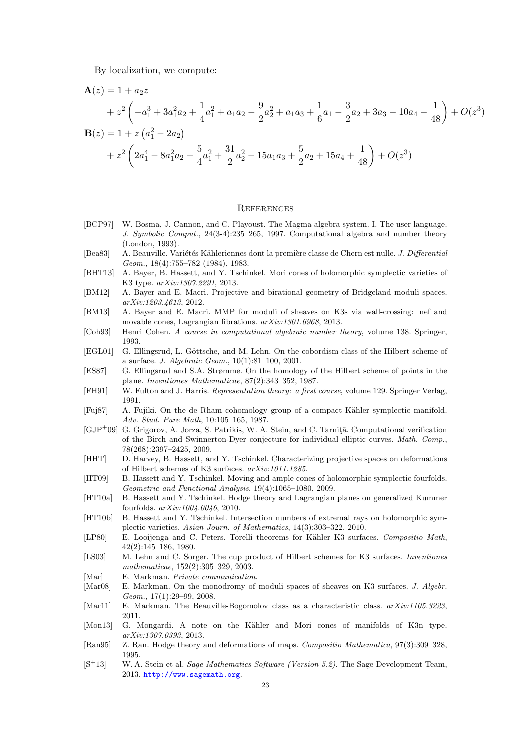By localization, we compute:

$$
\begin{aligned}
\mathbf{A}(z) &= 1 + a_2 z \\
&\quad + z^2 \left( -a_1^3 + 3a_1^2 a_2 + \frac{1}{4}a_1^2 + a_1 a_2 - \frac{9}{2}a_2^2 + a_1 a_3 + \frac{1}{6}a_1 - \frac{3}{2}a_2 + 3a_3 - 10a_4 - \frac{1}{48} \right) + O(z^3) \\
\mathbf{B}(z) &= 1 + z\left(a_1^2 - 2a_2\right) \\
&\quad + z^2 \left( 2a_1^4 - 8a_1^2 a_2 - \frac{5}{4}a_1^2 + \frac{31}{2}a_2^2 - 15a_1 a_3 + \frac{5}{2}a_2 + 15a_4 + \frac{1}{48} \right) + O(z^3)
\end{aligned}
$$

## References

- [BCP97] W. Bosma, J. Cannon, and C. Playoust. The Magma algebra system. I. The user language. *J. Symbolic Comput.*, 24(3-4):235–265, 1997. Computational algebra and number theory (London, 1993).
- [Bea83] A. Beauville. Variétés Kähleriennes dont la première classe de Chern est nulle. *J. Differential Geom.*, 18(4):755–782 (1984), 1983.
- [BHT13] A. Bayer, B. Hassett, and Y. Tschinkel. Mori cones of holomorphic symplectic varieties of K3 type. *arXiv:1307.2291*, 2013.
- [BM12] A. Bayer and E. Macri. Projective and birational geometry of Bridgeland moduli spaces. *arXiv:1203.4613*, 2012.
- [BM13] A. Bayer and E. Macri. MMP for moduli of sheaves on K3s via wall-crossing: nef and movable cones, Lagrangian fibrations. *arXiv:1301.6968*, 2013.
- [Coh93] Henri Cohen. *A course in computational algebraic number theory*, volume 138. Springer, 1993.
- [EGL01] G. Ellingsrud, L. Göttsche, and M. Lehn. On the cobordism class of the Hilbert scheme of a surface. *J. Algebraic Geom.*, 10(1):81–100, 2001.
- [ES87] G. Ellingsrud and S.A. Strømme. On the homology of the Hilbert scheme of points in the plane. *Inventiones Mathematicae*, 87(2):343–352, 1987.
- [FH91] W. Fulton and J. Harris. *Representation theory: a first course*, volume 129. Springer Verlag, 1991.
- [Fuj87] A. Fujiki. On the de Rham cohomology group of a compact Kähler symplectic manifold. *Adv. Stud. Pure Math*, 10:105–165, 1987.
- [GJP+09] G. Grigorov, A. Jorza, S. Patrikis, W. A. Stein, and C. Tarniţă. Computational verification of the Birch and Swinnerton-Dyer conjecture for individual elliptic curves. *Math. Comp.*, 78(268):2397–2425, 2009.
- [HHT] D. Harvey, B. Hassett, and Y. Tschinkel. Characterizing projective spaces on deformations of Hilbert schemes of K3 surfaces. *arXiv:1011.1285*.
- [HT09] B. Hassett and Y. Tschinkel. Moving and ample cones of holomorphic symplectic fourfolds. *Geometric and Functional Analysis*, 19(4):1065–1080, 2009.
- [HT10a] B. Hassett and Y. Tschinkel. Hodge theory and Lagrangian planes on generalized Kummer fourfolds. *arXiv:1004.0046*, 2010.
- [HT10b] B. Hassett and Y. Tschinkel. Intersection numbers of extremal rays on holomorphic symplectic varieties. *Asian Journ. of Mathematics*, 14(3):303–322, 2010.
- [LP80] E. Looijenga and C. Peters. Torelli theorems for Kähler K3 surfaces. *Compositio Math*, 42(2):145–186, 1980.
- [LS03] M. Lehn and C. Sorger. The cup product of Hilbert schemes for K3 surfaces. *Inventiones mathematicae*, 152(2):305–329, 2003.
- [Mar] E. Markman. *Private communication*.
- [Mar08] E. Markman. On the monodromy of moduli spaces of sheaves on K3 surfaces. *J. Algebr. Geom.*, 17(1):29–99, 2008.
- [Mar11] E. Markman. The Beauville-Bogomolov class as a characteristic class. *arXiv:1105.3223*, 2011.
- [Mon13] G. Mongardi. A note on the Kähler and Mori cones of manifolds of K3n type. *arXiv:1307.0393*, 2013.
- [Ran95] Z. Ran. Hodge theory and deformations of maps. *Compositio Mathematica*, 97(3):309–328, 1995.
- [S+13] W. A. Stein et al. *Sage Mathematics Software (Version 5.2)*. The Sage Development Team, 2013. http://www.sagemath.org.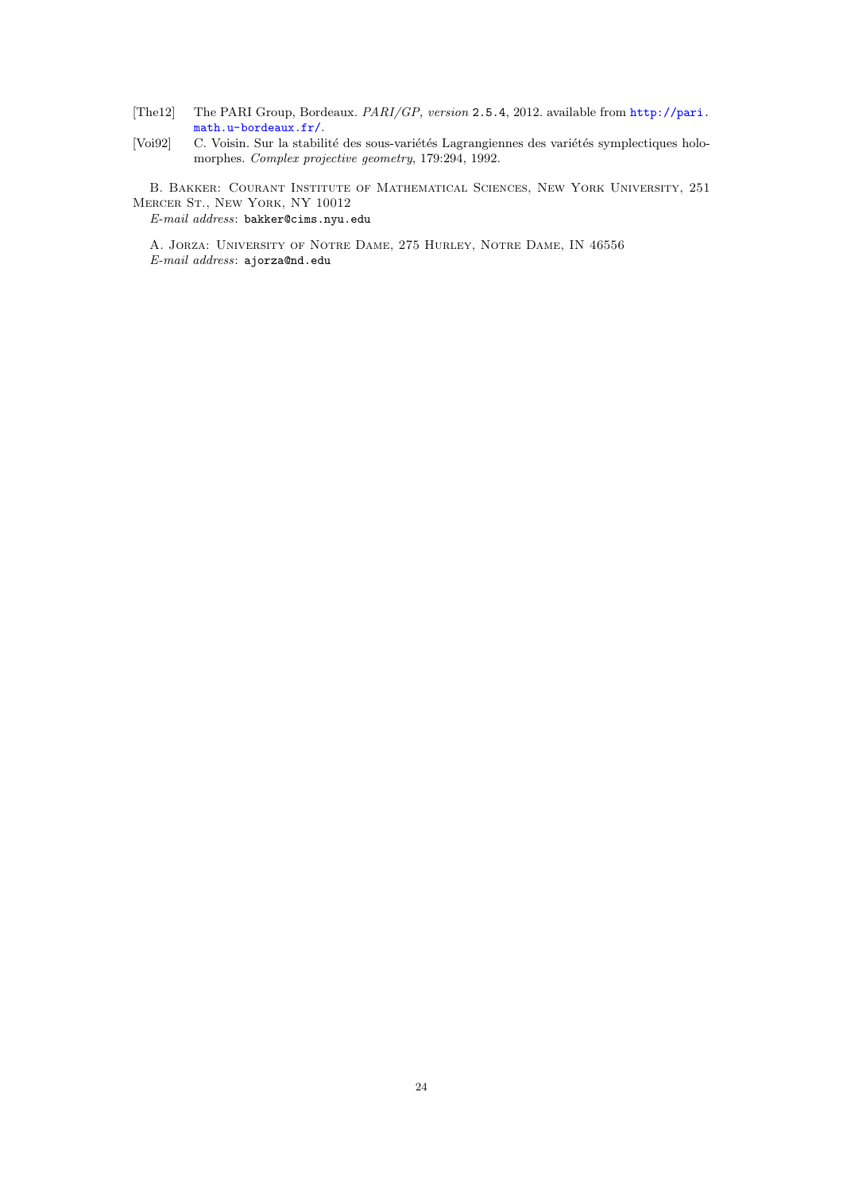[The12] The PARI Group, Bordeaux. *PARI/GP, version* 2.5.4, 2012. available from http://pari.math.u-bordeaux.fr/.

[Voi92] C. Voisin. Sur la stabilité des sous-variétés Lagrangiennes des variétés symplectiques holomorphes. *Complex projective geometry*, 179:294, 1992.

B. Bakker: Courant Institute of Mathematical Sciences, New York University, 251 Mercer St., New York, NY 10012
*E-mail address*: bakker@cims.nyu.edu

A. Jorza: University of Notre Dame, 275 Hurley, Notre Dame, IN 46556
*E-mail address*: ajorza@nd.edu